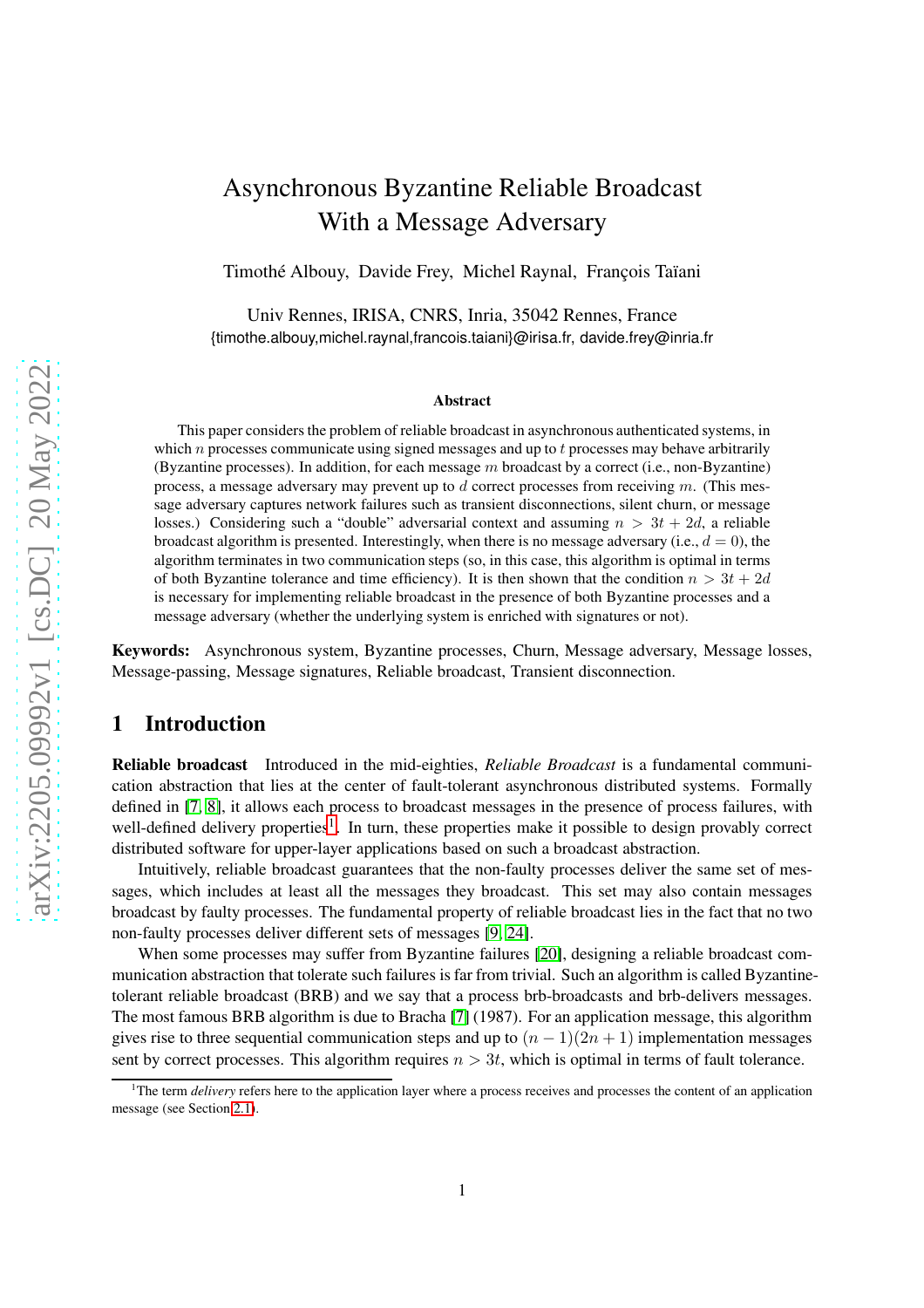# Asynchronous Byzantine Reliable Broadcast
# With a Message Adversary

Timothé Albouy, Davide Frey, Michel Raynal, François Taïani

Univ Rennes, IRISA, CNRS, Inria, 35042 Rennes, France
{timothe.albouy,michel.raynal,francois.taiani}@irisa.fr, davide.frey@inria.fr

**Abstract**

This paper considers the problem of reliable broadcast in asynchronous authenticated systems, in which $n$ processes communicate using signed messages and up to $t$ processes may behave arbitrarily (Byzantine processes). In addition, for each message $m$ broadcast by a correct (i.e., non-Byzantine) process, a message adversary may prevent up to $d$ correct processes from receiving $m$. (This message adversary captures network failures such as transient disconnections, silent churn, or message losses.) Considering such a "double" adversarial context and assuming $n > 3t + 2d$, a reliable broadcast algorithm is presented. Interestingly, when there is no message adversary (i.e., $d = 0$), the algorithm terminates in two communication steps (so, in this case, this algorithm is optimal in terms of both Byzantine tolerance and time efficiency). It is then shown that the condition $n > 3t + 2d$ is necessary for implementing reliable broadcast in the presence of both Byzantine processes and a message adversary (whether the underlying system is enriched with signatures or not).

**Keywords:** Asynchronous system, Byzantine processes, Churn, Message adversary, Message losses, Message-passing, Message signatures, Reliable broadcast, Transient disconnection.

## 1 Introduction

**Reliable broadcast** Introduced in the mid-eighties, *Reliable Broadcast* is a fundamental communication abstraction that lies at the center of fault-tolerant asynchronous distributed systems. Formally defined in [7, 8], it allows each process to broadcast messages in the presence of process failures, with well-defined delivery properties[1]. In turn, these properties make it possible to design provably correct distributed software for upper-layer applications based on such a broadcast abstraction.

Intuitively, reliable broadcast guarantees that the non-faulty processes deliver the same set of messages, which includes at least all the messages they broadcast. This set may also contain messages broadcast by faulty processes. The fundamental property of reliable broadcast lies in the fact that no two non-faulty processes deliver different sets of messages [9, 24].

When some processes may suffer from Byzantine failures [20], designing a reliable broadcast communication abstraction that tolerate such failures is far from trivial. Such an algorithm is called Byzantine-tolerant reliable broadcast (BRB) and we say that a process brb-broadcasts and brb-delivers messages. The most famous BRB algorithm is due to Bracha [7] (1987). For an application message, this algorithm gives rise to three sequential communication steps and up to $(n - 1)(2n + 1)$ implementation messages sent by correct processes. This algorithm requires $n > 3t$, which is optimal in terms of fault tolerance.

[1] The term *delivery* refers here to the application layer where a process receives and processes the content of an application message (see Section 2.1).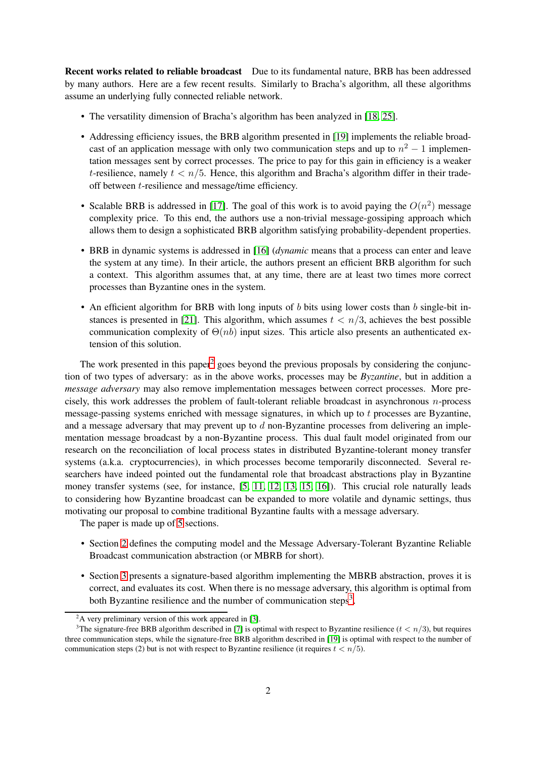**Recent works related to reliable broadcast** Due to its fundamental nature, BRB has been addressed by many authors. Here are a few recent results. Similarly to Bracha's algorithm, all these algorithms assume an underlying fully connected reliable network.

- The versatility dimension of Bracha's algorithm has been analyzed in [18, 25].
- Addressing efficiency issues, the BRB algorithm presented in [19] implements the reliable broadcast of an application message with only two communication steps and up to $n^2 - 1$ implementation messages sent by correct processes. The price to pay for this gain in efficiency is a weaker $t$-resilience, namely $t < n/5$. Hence, this algorithm and Bracha's algorithm differ in their tradeoff between $t$-resilience and message/time efficiency.
- Scalable BRB is addressed in [17]. The goal of this work is to avoid paying the $O(n^2)$ message complexity price. To this end, the authors use a non-trivial message-gossiping approach which allows them to design a sophisticated BRB algorithm satisfying probability-dependent properties.
- BRB in dynamic systems is addressed in [16] (*dynamic* means that a process can enter and leave the system at any time). In their article, the authors present an efficient BRB algorithm for such a context. This algorithm assumes that, at any time, there are at least two times more correct processes than Byzantine ones in the system.
- An efficient algorithm for BRB with long inputs of $b$ bits using lower costs than $b$ single-bit instances is presented in [21]. This algorithm, which assumes $t < n/3$, achieves the best possible communication complexity of $\Theta(nb)$ input sizes. This article also presents an authenticated extension of this solution.

The work presented in this paper[2] goes beyond the previous proposals by considering the conjunction of two types of adversary: as in the above works, processes may be *Byzantine*, but in addition a *message adversary* may also remove implementation messages between correct processes. More precisely, this work addresses the problem of fault-tolerant reliable broadcast in asynchronous $n$-process message-passing systems enriched with message signatures, in which up to $t$ processes are Byzantine, and a message adversary that may prevent up to $d$ non-Byzantine processes from delivering an implementation message broadcast by a non-Byzantine process. This dual fault model originated from our research on the reconciliation of local process states in distributed Byzantine-tolerant money transfer systems (a.k.a. cryptocurrencies), in which processes become temporarily disconnected. Several researchers have indeed pointed out the fundamental role that broadcast abstractions play in Byzantine money transfer systems (see, for instance, [5, 11, 12, 13, 15, 16]). This crucial role naturally leads to considering how Byzantine broadcast can be expanded to more volatile and dynamic settings, thus motivating our proposal to combine traditional Byzantine faults with a message adversary.

The paper is made up of 5 sections.

- Section 2 defines the computing model and the Message Adversary-Tolerant Byzantine Reliable Broadcast communication abstraction (or MBRB for short).
- Section 3 presents a signature-based algorithm implementing the MBRB abstraction, proves it is correct, and evaluates its cost. When there is no message adversary, this algorithm is optimal from both Byzantine resilience and the number of communication steps[3].

[2] A very preliminary version of this work appeared in [3].

[3] The signature-free BRB algorithm described in [7] is optimal with respect to Byzantine resilience ($t < n/3$), but requires three communication steps, while the signature-free BRB algorithm described in [19] is optimal with respect to the number of communication steps (2) but is not with respect to Byzantine resilience (it requires $t < n/5$).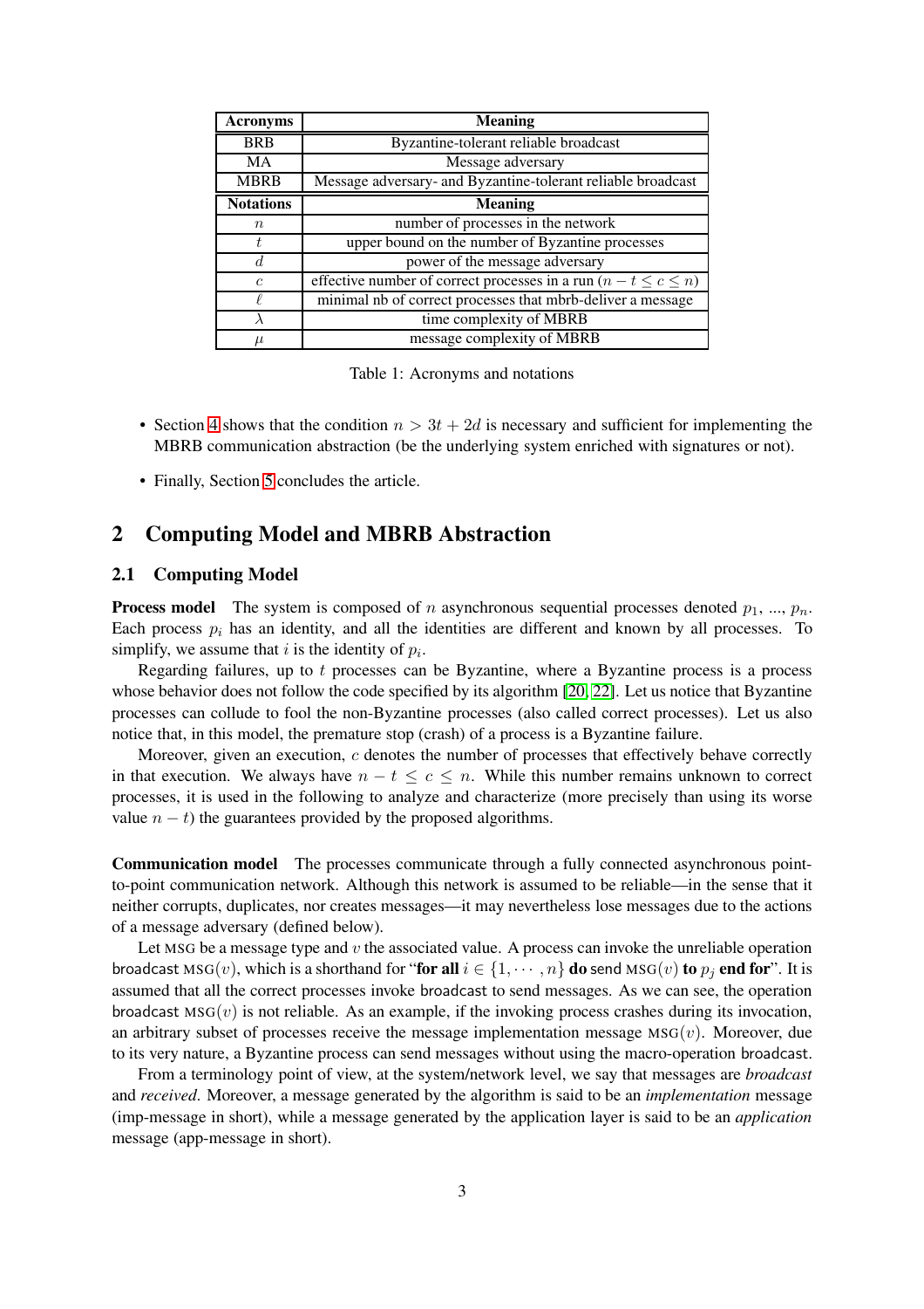| Acronyms | Meaning |
|---|---|
| BRB | Byzantine-tolerant reliable broadcast |
| MA | Message adversary |
| MBRB | Message adversary- and Byzantine-tolerant reliable broadcast |
| **Notations** | **Meaning** |
| $n$ | number of processes in the network |
| $t$ | upper bound on the number of Byzantine processes |
| $d$ | power of the message adversary |
| $c$ | effective number of correct processes in a run ($n-t \leq c \leq n$) |
| $\ell$ | minimal nb of correct processes that mbrb-deliver a message |
| $\lambda$ | time complexity of MBRB |
| $\mu$ | message complexity of MBRB |

Table 1: Acronyms and notations

- Section 4 shows that the condition $n > 3t + 2d$ is necessary and sufficient for implementing the MBRB communication abstraction (be the underlying system enriched with signatures or not).
- Finally, Section 5 concludes the article.

## 2 Computing Model and MBRB Abstraction

### 2.1 Computing Model

**Process model** The system is composed of $n$ asynchronous sequential processes denoted $p_1$, ..., $p_n$. Each process $p_i$ has an identity, and all the identities are different and known by all processes. To simplify, we assume that $i$ is the identity of $p_i$.

Regarding failures, up to $t$ processes can be Byzantine, where a Byzantine process is a process whose behavior does not follow the code specified by its algorithm [20, 22]. Let us notice that Byzantine processes can collude to fool the non-Byzantine processes (also called correct processes). Let us also notice that, in this model, the premature stop (crash) of a process is a Byzantine failure.

Moreover, given an execution, $c$ denotes the number of processes that effectively behave correctly in that execution. We always have $n - t \leq c \leq n$. While this number remains unknown to correct processes, it is used in the following to analyze and characterize (more precisely than using its worse value $n - t$) the guarantees provided by the proposed algorithms.

**Communication model** The processes communicate through a fully connected asynchronous point-to-point communication network. Although this network is assumed to be reliable—in the sense that it neither corrupts, duplicates, nor creates messages—it may nevertheless lose messages due to the actions of a message adversary (defined below).

Let MSG be a message type and $v$ the associated value. A process can invoke the unreliable operation broadcast MSG($v$), which is a shorthand for "**for all** $i \in \{1, \cdots, n\}$ **do** send MSG($v$) **to** $p_j$ **end for**". It is assumed that all the correct processes invoke broadcast to send messages. As we can see, the operation broadcast MSG($v$) is not reliable. As an example, if the invoking process crashes during its invocation, an arbitrary subset of processes receive the message implementation MSG($v$). Moreover, due to its very nature, a Byzantine process can send messages without using the macro-operation broadcast.

From a terminology point of view, at the system/network level, we say that messages are *broadcast* and *received*. Moreover, a message generated by the algorithm is said to be an *implementation* message (imp-message in short), while a message generated by the application layer is said to be an *application* message (app-message in short).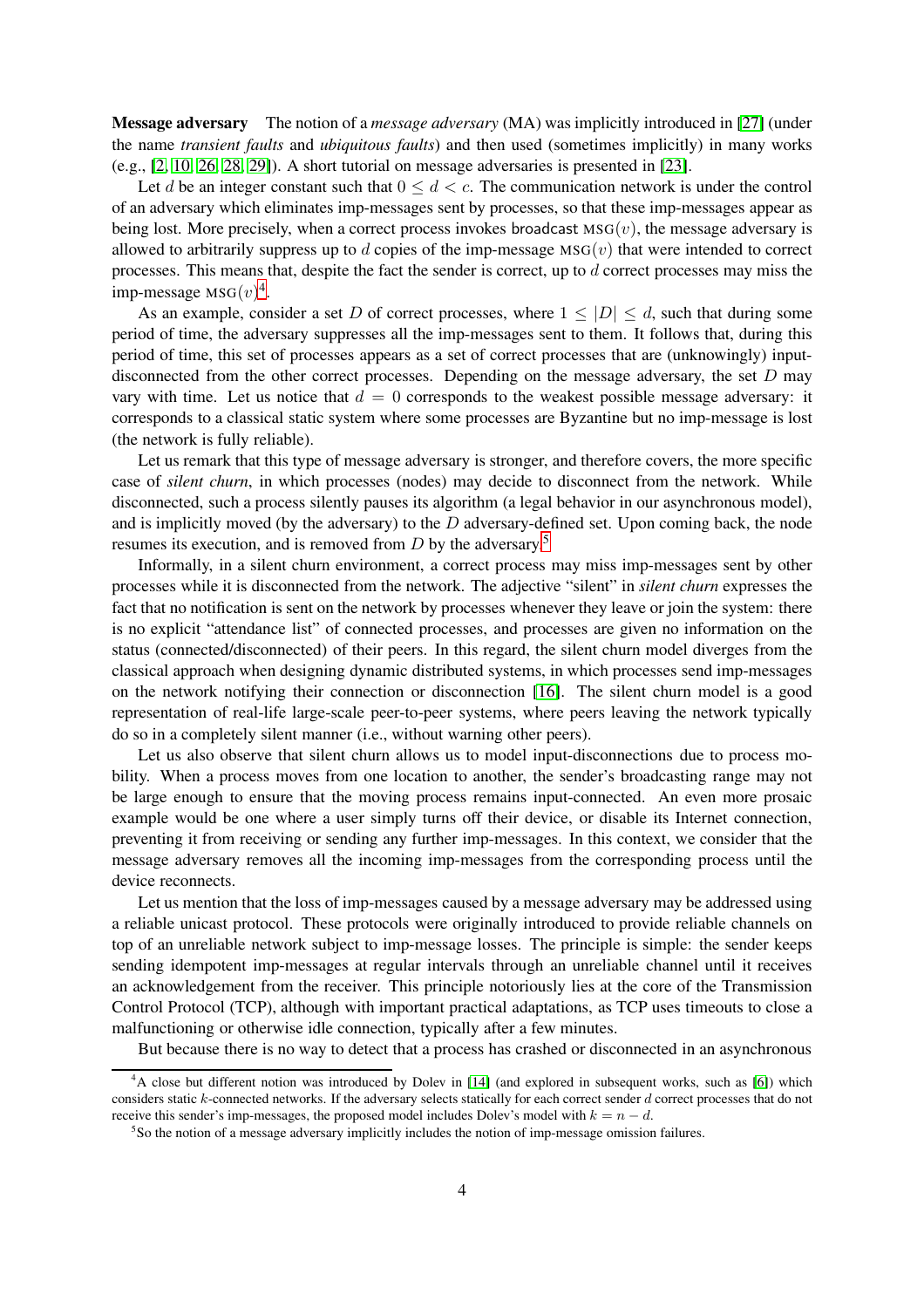**Message adversary** The notion of a *message adversary* (MA) was implicitly introduced in [27] (under the name *transient faults* and *ubiquitous faults*) and then used (sometimes implicitly) in many works (e.g., [2, 10, 26, 28, 29]). A short tutorial on message adversaries is presented in [23].

Let $d$ be an integer constant such that $0 \leq d < c$. The communication network is under the control of an adversary which eliminates imp-messages sent by processes, so that these imp-messages appear as being lost. More precisely, when a correct process invokes broadcast $\text{MSG}(v)$, the message adversary is allowed to arbitrarily suppress up to $d$ copies of the imp-message $\text{MSG}(v)$ that were intended to correct processes. This means that, despite the fact the sender is correct, up to $d$ correct processes may miss the imp-message $\text{MSG}(v)$[4].

As an example, consider a set $D$ of correct processes, where $1 \leq |D| \leq d$, such that during some period of time, the adversary suppresses all the imp-messages sent to them. It follows that, during this period of time, this set of processes appears as a set of correct processes that are (unknowingly) input-disconnected from the other correct processes. Depending on the message adversary, the set $D$ may vary with time. Let us notice that $d = 0$ corresponds to the weakest possible message adversary: it corresponds to a classical static system where some processes are Byzantine but no imp-message is lost (the network is fully reliable).

Let us remark that this type of message adversary is stronger, and therefore covers, the more specific case of *silent churn*, in which processes (nodes) may decide to disconnect from the network. While disconnected, such a process silently pauses its algorithm (a legal behavior in our asynchronous model), and is implicitly moved (by the adversary) to the $D$ adversary-defined set. Upon coming back, the node resumes its execution, and is removed from $D$ by the adversary.[5]

Informally, in a silent churn environment, a correct process may miss imp-messages sent by other processes while it is disconnected from the network. The adjective "silent" in *silent churn* expresses the fact that no notification is sent on the network by processes whenever they leave or join the system: there is no explicit "attendance list" of connected processes, and processes are given no information on the status (connected/disconnected) of their peers. In this regard, the silent churn model diverges from the classical approach when designing dynamic distributed systems, in which processes send imp-messages on the network notifying their connection or disconnection [16]. The silent churn model is a good representation of real-life large-scale peer-to-peer systems, where peers leaving the network typically do so in a completely silent manner (i.e., without warning other peers).

Let us also observe that silent churn allows us to model input-disconnections due to process mobility. When a process moves from one location to another, the sender's broadcasting range may not be large enough to ensure that the moving process remains input-connected. An even more prosaic example would be one where a user simply turns off their device, or disable its Internet connection, preventing it from receiving or sending any further imp-messages. In this context, we consider that the message adversary removes all the incoming imp-messages from the corresponding process until the device reconnects.

Let us mention that the loss of imp-messages caused by a message adversary may be addressed using a reliable unicast protocol. These protocols were originally introduced to provide reliable channels on top of an unreliable network subject to imp-message losses. The principle is simple: the sender keeps sending idempotent imp-messages at regular intervals through an unreliable channel until it receives an acknowledgement from the receiver. This principle notoriously lies at the core of the Transmission Control Protocol (TCP), although with important practical adaptations, as TCP uses timeouts to close a malfunctioning or otherwise idle connection, typically after a few minutes.

But because there is no way to detect that a process has crashed or disconnected in an asynchronous

---

[4] A close but different notion was introduced by Dolev in [14] (and explored in subsequent works, such as [6]) which considers static $k$-connected networks. If the adversary selects statically for each correct sender $d$ correct processes that do not receive this sender's imp-messages, the proposed model includes Dolev's model with $k = n - d$.

[5] So the notion of a message adversary implicitly includes the notion of imp-message omission failures.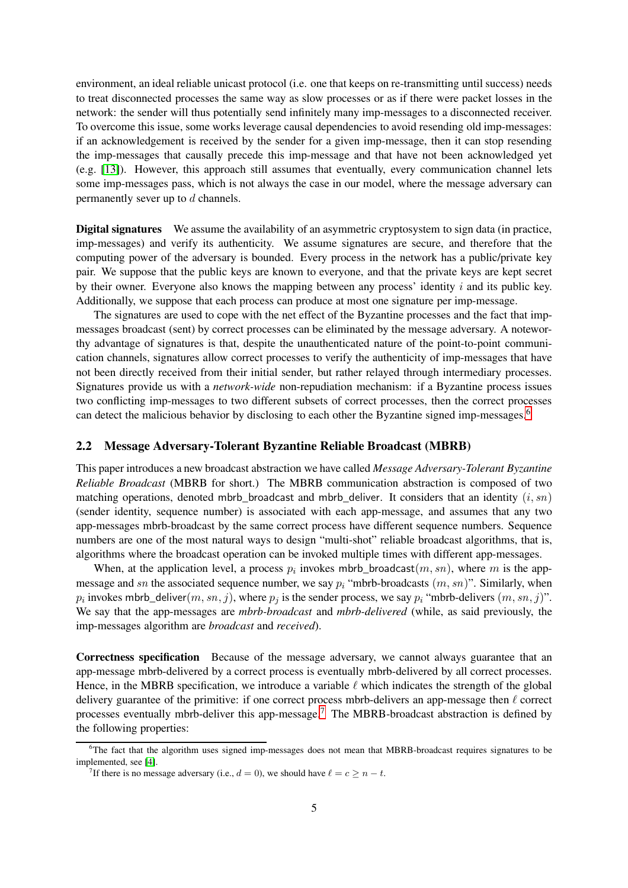environment, an ideal reliable unicast protocol (i.e. one that keeps on re-transmitting until success) needs to treat disconnected processes the same way as slow processes or as if there were packet losses in the network: the sender will thus potentially send infinitely many imp-messages to a disconnected receiver. To overcome this issue, some works leverage causal dependencies to avoid resending old imp-messages: if an acknowledgement is received by the sender for a given imp-message, then it can stop resending the imp-messages that causally precede this imp-message and that have not been acknowledged yet (e.g. [13]). However, this approach still assumes that eventually, every communication channel lets some imp-messages pass, which is not always the case in our model, where the message adversary can permanently sever up to $d$ channels.

**Digital signatures** We assume the availability of an asymmetric cryptosystem to sign data (in practice, imp-messages) and verify its authenticity. We assume signatures are secure, and therefore that the computing power of the adversary is bounded. Every process in the network has a public/private key pair. We suppose that the public keys are known to everyone, and that the private keys are kept secret by their owner. Everyone also knows the mapping between any process' identity $i$ and its public key. Additionally, we suppose that each process can produce at most one signature per imp-message.

The signatures are used to cope with the net effect of the Byzantine processes and the fact that imp-messages broadcast (sent) by correct processes can be eliminated by the message adversary. A noteworthy advantage of signatures is that, despite the unauthenticated nature of the point-to-point communication channels, signatures allow correct processes to verify the authenticity of imp-messages that have not been directly received from their initial sender, but rather relayed through intermediary processes. Signatures provide us with a *network-wide* non-repudiation mechanism: if a Byzantine process issues two conflicting imp-messages to two different subsets of correct processes, then the correct processes can detect the malicious behavior by disclosing to each other the Byzantine signed imp-messages.[6]

## 2.2 Message Adversary-Tolerant Byzantine Reliable Broadcast (MBRB)

This paper introduces a new broadcast abstraction we have called *Message Adversary-Tolerant Byzantine Reliable Broadcast* (MBRB for short.) The MBRB communication abstraction is composed of two matching operations, denoted mbrb_broadcast and mbrb_deliver. It considers that an identity $(i, sn)$ (sender identity, sequence number) is associated with each app-message, and assumes that any two app-messages mbrb-broadcast by the same correct process have different sequence numbers. Sequence numbers are one of the most natural ways to design "multi-shot" reliable broadcast algorithms, that is, algorithms where the broadcast operation can be invoked multiple times with different app-messages.

When, at the application level, a process $p_i$ invokes mbrb_broadcast$(m, sn)$, where $m$ is the app-message and $sn$ the associated sequence number, we say $p_i$ "mbrb-broadcasts $(m, sn)$". Similarly, when $p_i$ invokes mbrb_deliver$(m, sn, j)$, where $p_j$ is the sender process, we say $p_i$ "mbrb-delivers $(m, sn, j)$". We say that the app-messages are *mbrb-broadcast* and *mbrb-delivered* (while, as said previously, the imp-messages algorithm are *broadcast* and *received*).

**Correctness specification** Because of the message adversary, we cannot always guarantee that an app-message mbrb-delivered by a correct process is eventually mbrb-delivered by all correct processes. Hence, in the MBRB specification, we introduce a variable $\ell$ which indicates the strength of the global delivery guarantee of the primitive: if one correct process mbrb-delivers an app-message then $\ell$ correct processes eventually mbrb-deliver this app-message.[7] The MBRB-broadcast abstraction is defined by the following properties:

[6] The fact that the algorithm uses signed imp-messages does not mean that MBRB-broadcast requires signatures to be implemented, see [4].

[7] If there is no message adversary (i.e., $d = 0$), we should have $\ell = c \geq n - t$.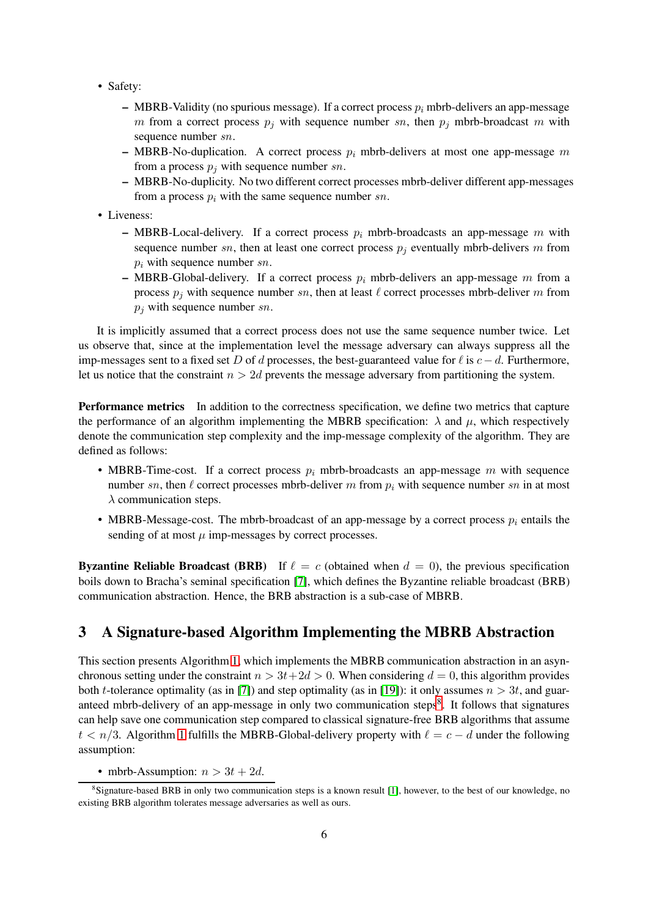- Safety:
  - MBRB-Validity (no spurious message). If a correct process $p_i$ mbrb-delivers an app-message $m$ from a correct process $p_j$ with sequence number $sn$, then $p_j$ mbrb-broadcast $m$ with sequence number $sn$.
  - MBRB-No-duplication. A correct process $p_i$ mbrb-delivers at most one app-message $m$ from a process $p_j$ with sequence number $sn$.
  - MBRB-No-duplicity. No two different correct processes mbrb-deliver different app-messages from a process $p_i$ with the same sequence number $sn$.
- Liveness:
  - MBRB-Local-delivery. If a correct process $p_i$ mbrb-broadcasts an app-message $m$ with sequence number $sn$, then at least one correct process $p_j$ eventually mbrb-delivers $m$ from $p_i$ with sequence number $sn$.
  - MBRB-Global-delivery. If a correct process $p_i$ mbrb-delivers an app-message $m$ from a process $p_j$ with sequence number $sn$, then at least $\ell$ correct processes mbrb-deliver $m$ from $p_j$ with sequence number $sn$.

It is implicitly assumed that a correct process does not use the same sequence number twice. Let us observe that, since at the implementation level the message adversary can always suppress all the imp-messages sent to a fixed set $D$ of $d$ processes, the best-guaranteed value for $\ell$ is $c - d$. Furthermore, let us notice that the constraint $n > 2d$ prevents the message adversary from partitioning the system.

**Performance metrics** In addition to the correctness specification, we define two metrics that capture the performance of an algorithm implementing the MBRB specification: $\lambda$ and $\mu$, which respectively denote the communication step complexity and the imp-message complexity of the algorithm. They are defined as follows:

- MBRB-Time-cost. If a correct process $p_i$ mbrb-broadcasts an app-message $m$ with sequence number $sn$, then $\ell$ correct processes mbrb-deliver $m$ from $p_i$ with sequence number $sn$ in at most $\lambda$ communication steps.
- MBRB-Message-cost. The mbrb-broadcast of an app-message by a correct process $p_i$ entails the sending of at most $\mu$ imp-messages by correct processes.

**Byzantine Reliable Broadcast (BRB)** If $\ell = c$ (obtained when $d = 0$), the previous specification boils down to Bracha's seminal specification [7], which defines the Byzantine reliable broadcast (BRB) communication abstraction. Hence, the BRB abstraction is a sub-case of MBRB.

## 3 A Signature-based Algorithm Implementing the MBRB Abstraction

This section presents Algorithm 1, which implements the MBRB communication abstraction in an asynchronous setting under the constraint $n > 3t+2d > 0$. When considering $d = 0$, this algorithm provides both $t$-tolerance optimality (as in [7]) and step optimality (as in [19]): it only assumes $n > 3t$, and guaranteed mbrb-delivery of an app-message in only two communication steps[8]. It follows that signatures can help save one communication step compared to classical signature-free BRB algorithms that assume $t < n/3$. Algorithm 1 fulfills the MBRB-Global-delivery property with $\ell = c - d$ under the following assumption:

- mbrb-Assumption: $n > 3t + 2d$.

[8] Signature-based BRB in only two communication steps is a known result [1], however, to the best of our knowledge, no existing BRB algorithm tolerates message adversaries as well as ours.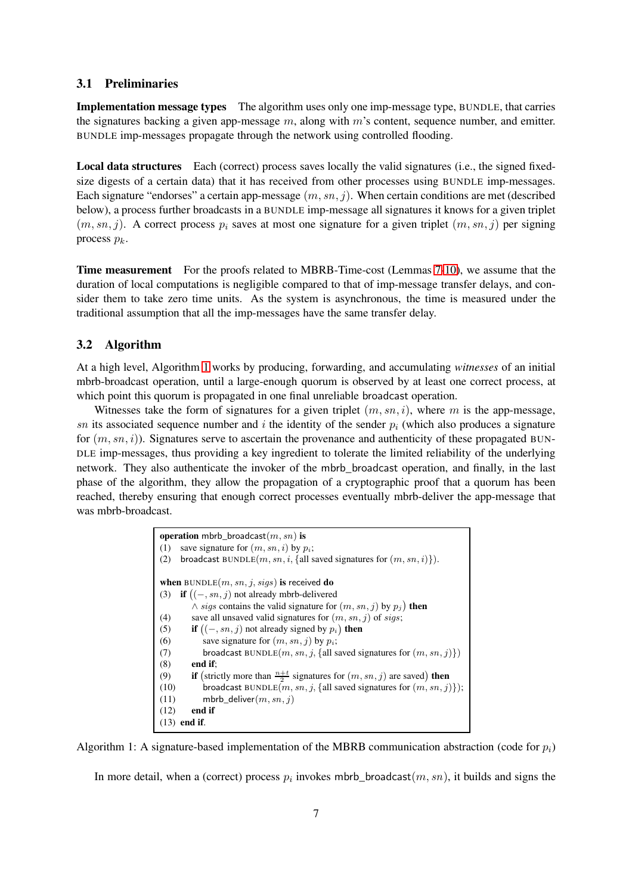### 3.1 Preliminaries

**Implementation message types** The algorithm uses only one imp-message type, BUNDLE, that carries the signatures backing a given app-message $m$, along with $m$'s content, sequence number, and emitter. BUNDLE imp-messages propagate through the network using controlled flooding.

**Local data structures** Each (correct) process saves locally the valid signatures (i.e., the signed fixed-size digests of a certain data) that it has received from other processes using BUNDLE imp-messages. Each signature "endorses" a certain app-message $(m, sn, j)$. When certain conditions are met (described below), a process further broadcasts in a BUNDLE imp-message all signatures it knows for a given triplet $(m, sn, j)$. A correct process $p_i$ saves at most one signature for a given triplet $(m, sn, j)$ per signing process $p_k$.

**Time measurement** For the proofs related to MBRB-Time-cost (Lemmas 7-10), we assume that the duration of local computations is negligible compared to that of imp-message transfer delays, and consider them to take zero time units. As the system is asynchronous, the time is measured under the traditional assumption that all the imp-messages have the same transfer delay.

### 3.2 Algorithm

At a high level, Algorithm 1 works by producing, forwarding, and accumulating *witnesses* of an initial mbrb-broadcast operation, until a large-enough quorum is observed by at least one correct process, at which point this quorum is propagated in one final unreliable broadcast operation.

Witnesses take the form of signatures for a given triplet $(m, sn, i)$, where $m$ is the app-message, $sn$ its associated sequence number and $i$ the identity of the sender $p_i$ (which also produces a signature for $(m, sn, i)$). Signatures serve to ascertain the provenance and authenticity of these propagated BUNDLE imp-messages, thus providing a key ingredient to tolerate the limited reliability of the underlying network. They also authenticate the invoker of the mbrb_broadcast operation, and finally, in the last phase of the algorithm, they allow the propagation of a cryptographic proof that a quorum has been reached, thereby ensuring that enough correct processes eventually mbrb-deliver the app-message that was mbrb-broadcast.

```
operation mbrb_broadcast(m, sn) is
(1)   save signature for (m, sn, i) by p_i;
(2)   broadcast BUNDLE(m, sn, i, {all saved signatures for (m, sn, i)}).

when BUNDLE(m, sn, j, sigs) is received do
(3)   if ((−, sn, j) not already mbrb-delivered
          ∧ sigs contains the valid signature for (m, sn, j) by p_j) then
(4)     save all unsaved valid signatures for (m, sn, j) of sigs;
(5)     if ((−, sn, j) not already signed by p_i) then
(6)       save signature for (m, sn, j) by p_i;
(7)       broadcast BUNDLE(m, sn, j, {all saved signatures for (m, sn, j)})
(8)     end if;
(9)     if (strictly more than (n+t)/2 signatures for (m, sn, j) are saved) then
(10)      broadcast BUNDLE(m, sn, j, {all saved signatures for (m, sn, j)});
(11)      mbrb_deliver(m, sn, j)
(12)    end if
(13)  end if.
```

Algorithm 1: A signature-based implementation of the MBRB communication abstraction (code for $p_i$)

In more detail, when a (correct) process $p_i$ invokes mbrb_broadcast$(m, sn)$, it builds and signs the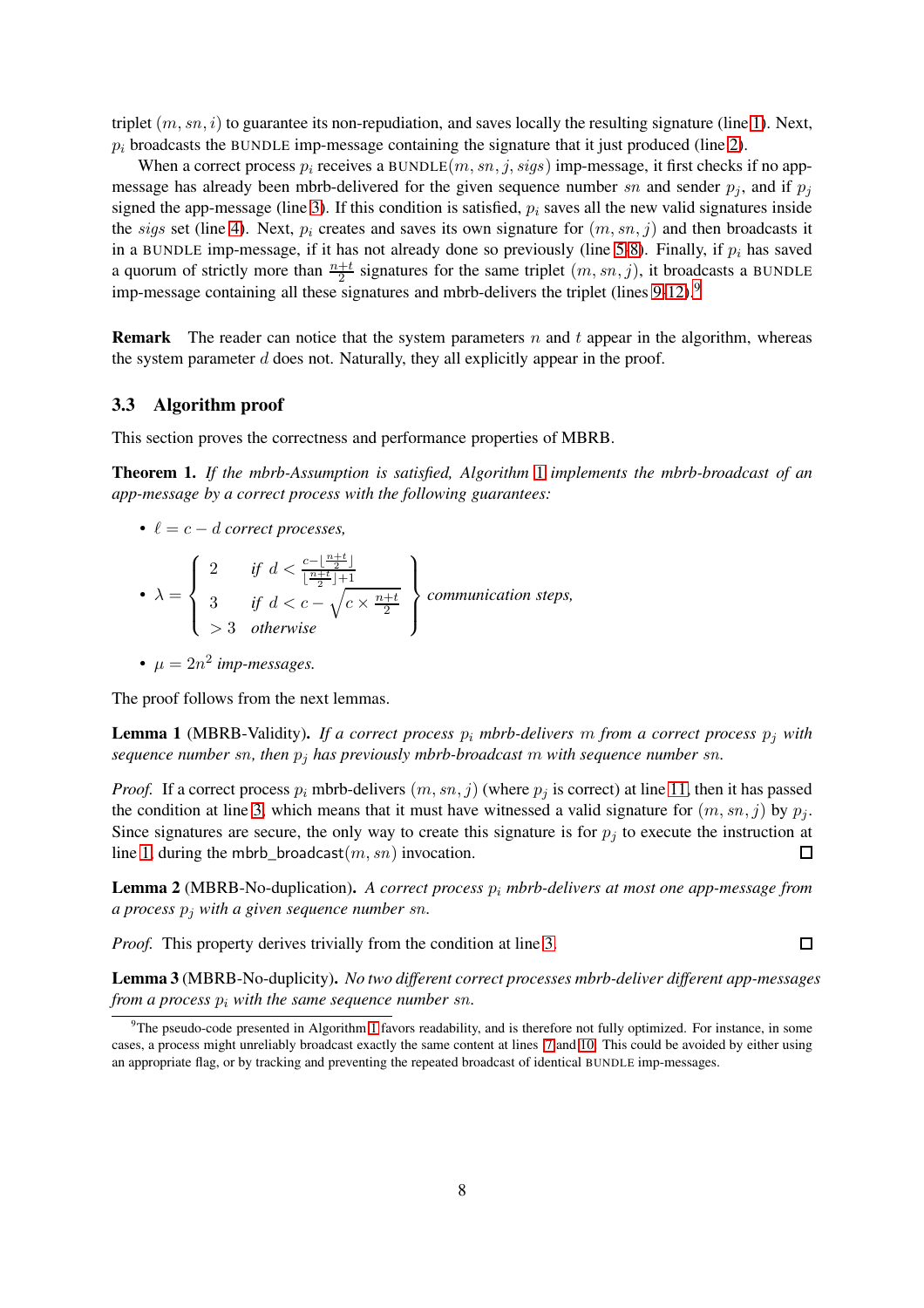triplet $(m, sn, i)$ to guarantee its non-repudiation, and saves locally the resulting signature (line 1). Next, $p_i$ broadcasts the BUNDLE imp-message containing the signature that it just produced (line 2).

When a correct process $p_i$ receives a BUNDLE$(m, sn, j, sigs)$ imp-message, it first checks if no app-message has already been mbrb-delivered for the given sequence number $sn$ and sender $p_j$, and if $p_j$ signed the app-message (line 3). If this condition is satisfied, $p_i$ saves all the new valid signatures inside the $sigs$ set (line 4). Next, $p_i$ creates and saves its own signature for $(m, sn, j)$ and then broadcasts it in a BUNDLE imp-message, if it has not already done so previously (line 5-8). Finally, if $p_i$ has saved a quorum of strictly more than $\frac{n+t}{2}$ signatures for the same triplet $(m, sn, j)$, it broadcasts a BUNDLE imp-message containing all these signatures and mbrb-delivers the triplet (lines 9-12).[9]

**Remark** The reader can notice that the system parameters $n$ and $t$ appear in the algorithm, whereas the system parameter $d$ does not. Naturally, they all explicitly appear in the proof.

### 3.3 Algorithm proof

This section proves the correctness and performance properties of MBRB.

**Theorem 1.** *If the mbrb-Assumption is satisfied, Algorithm 1 implements the mbrb-broadcast of an app-message by a correct process with the following guarantees:*

- $\ell = c - d$ *correct processes,*
- $$\lambda = \left\{ \begin{array}{ll} 2 & \text{if } d < \frac{c - \lfloor \frac{n+t}{2} \rfloor}{\lfloor \frac{n+t}{2} \rfloor + 1} \\ 3 & \text{if } d < c - \sqrt{c \times \frac{n+t}{2}} \\ > 3 & \text{otherwise} \end{array} \right\} \text{communication steps,}$$
- $\mu = 2n^2$ *imp-messages.*

The proof follows from the next lemmas.

**Lemma 1** (MBRB-Validity). *If a correct process $p_i$ mbrb-delivers $m$ from a correct process $p_j$ with sequence number $sn$, then $p_j$ has previously mbrb-broadcast $m$ with sequence number $sn$.*

*Proof.* If a correct process $p_i$ mbrb-delivers $(m, sn, j)$ (where $p_j$ is correct) at line 11, then it has passed the condition at line 3, which means that it must have witnessed a valid signature for $(m, sn, j)$ by $p_j$. Since signatures are secure, the only way to create this signature is for $p_j$ to execute the instruction at line 1, during the mbrb_broadcast$(m, sn)$ invocation. ☐

**Lemma 2** (MBRB-No-duplication). *A correct process $p_i$ mbrb-delivers at most one app-message from a process $p_j$ with a given sequence number $sn$.*

*Proof.* This property derives trivially from the condition at line 3. ☐

**Lemma 3** (MBRB-No-duplicity). *No two different correct processes mbrb-deliver different app-messages from a process $p_i$ with the same sequence number $sn$.*

[9] The pseudo-code presented in Algorithm 1 favors readability, and is therefore not fully optimized. For instance, in some cases, a process might unreliably broadcast exactly the same content at lines 7 and 10. This could be avoided by either using an appropriate flag, or by tracking and preventing the repeated broadcast of identical BUNDLE imp-messages.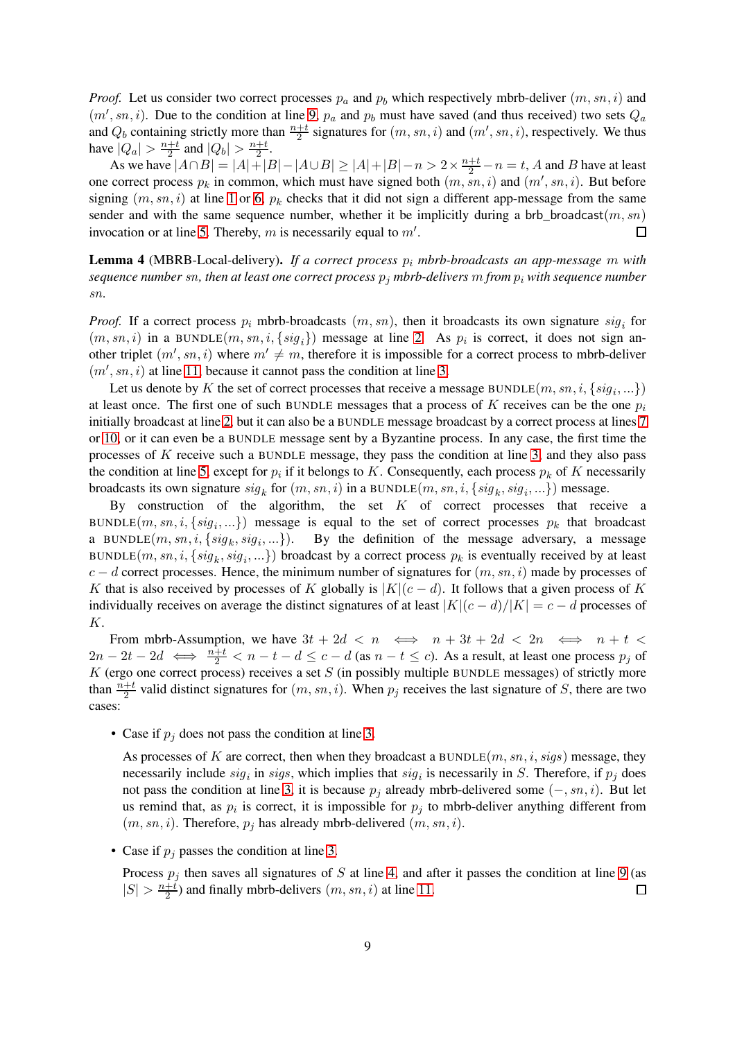*Proof.* Let us consider two correct processes $p_a$ and $p_b$ which respectively mbrb-deliver $(m, sn, i)$ and $(m', sn, i)$. Due to the condition at line 9, $p_a$ and $p_b$ must have saved (and thus received) two sets $Q_a$ and $Q_b$ containing strictly more than $\frac{n+t}{2}$ signatures for $(m, sn, i)$ and $(m', sn, i)$, respectively. We thus have $|Q_a| > \frac{n+t}{2}$ and $|Q_b| > \frac{n+t}{2}$.

As we have $|A \cap B| = |A| + |B| - |A \cup B| \geq |A| + |B| - n > 2 \times \frac{n+t}{2} - n = t$, $A$ and $B$ have at least one correct process $p_k$ in common, which must have signed both $(m, sn, i)$ and $(m', sn, i)$. But before signing $(m, sn, i)$ at line 1 or 6, $p_k$ checks that it did not sign a different app-message from the same sender and with the same sequence number, whether it be implicitly during a brb_broadcast$(m, sn)$ invocation or at line 5. Thereby, $m$ is necessarily equal to $m'$. □

**Lemma 4** (MBRB-Local-delivery). *If a correct process $p_i$ mbrb-broadcasts an app-message $m$ with sequence number $sn$, then at least one correct process $p_j$ mbrb-delivers $m$ from $p_i$ with sequence number $sn$.*

*Proof.* If a correct process $p_i$ mbrb-broadcasts $(m, sn)$, then it broadcasts its own signature $sig_i$ for $(m, sn, i)$ in a BUNDLE$(m, sn, i, \{sig_i\})$ message at line 2. As $p_i$ is correct, it does not sign another triplet $(m', sn, i)$ where $m' \neq m$, therefore it is impossible for a correct process to mbrb-deliver $(m', sn, i)$ at line 11, because it cannot pass the condition at line 3.

Let us denote by $K$ the set of correct processes that receive a message BUNDLE$(m, sn, i, \{sig_i, ...\})$ at least once. The first one of such BUNDLE messages that a process of $K$ receives can be the one $p_i$ initially broadcast at line 2, but it can also be a BUNDLE message broadcast by a correct process at lines 7 or 10, or it can even be a BUNDLE message sent by a Byzantine process. In any case, the first time the processes of $K$ receive such a BUNDLE message, they pass the condition at line 3, and they also pass the condition at line 5, except for $p_i$ if it belongs to $K$. Consequently, each process $p_k$ of $K$ necessarily broadcasts its own signature $sig_k$ for $(m, sn, i)$ in a BUNDLE$(m, sn, i, \{sig_k, sig_i, ...\})$ message.

By construction of the algorithm, the set $K$ of correct processes that receive a BUNDLE$(m, sn, i, \{sig_i, ...\})$ message is equal to the set of correct processes $p_k$ that broadcast a BUNDLE$(m, sn, i, \{sig_k, sig_i, ...\})$. By the definition of the message adversary, a message BUNDLE$(m, sn, i, \{sig_k, sig_i, ...\})$ broadcast by a correct process $p_k$ is eventually received by at least $c - d$ correct processes. Hence, the minimum number of signatures for $(m, sn, i)$ made by processes of $K$ that is also received by processes of $K$ globally is $|K|(c - d)$. It follows that a given process of $K$ individually receives on average the distinct signatures of at least $|K|(c - d)/|K| = c - d$ processes of $K$.

From mbrb-Assumption, we have $3t + 2d < n \iff n + 3t + 2d < 2n \iff n + t < 2n - 2t - 2d \iff \frac{n+t}{2} < n - t - d \leq c - d$ (as $n - t \leq c$). As a result, at least one process $p_j$ of $K$ (ergo one correct process) receives a set $S$ (in possibly multiple BUNDLE messages) of strictly more than $\frac{n+t}{2}$ valid distinct signatures for $(m, sn, i)$. When $p_j$ receives the last signature of $S$, there are two cases:

- Case if $p_j$ does not pass the condition at line 3.

  As processes of $K$ are correct, then when they broadcast a BUNDLE$(m, sn, i, sigs)$ message, they necessarily include $sig_i$ in $sigs$, which implies that $sig_i$ is necessarily in $S$. Therefore, if $p_j$ does not pass the condition at line 3, it is because $p_j$ already mbrb-delivered some $(-, sn, i)$. But let us remind that, as $p_i$ is correct, it is impossible for $p_j$ to mbrb-deliver anything different from $(m, sn, i)$. Therefore, $p_j$ has already mbrb-delivered $(m, sn, i)$.

- Case if $p_j$ passes the condition at line 3.

  Process $p_j$ then saves all signatures of $S$ at line 4, and after it passes the condition at line 9 (as $|S| > \frac{n+t}{2}$) and finally mbrb-delivers $(m, sn, i)$ at line 11. □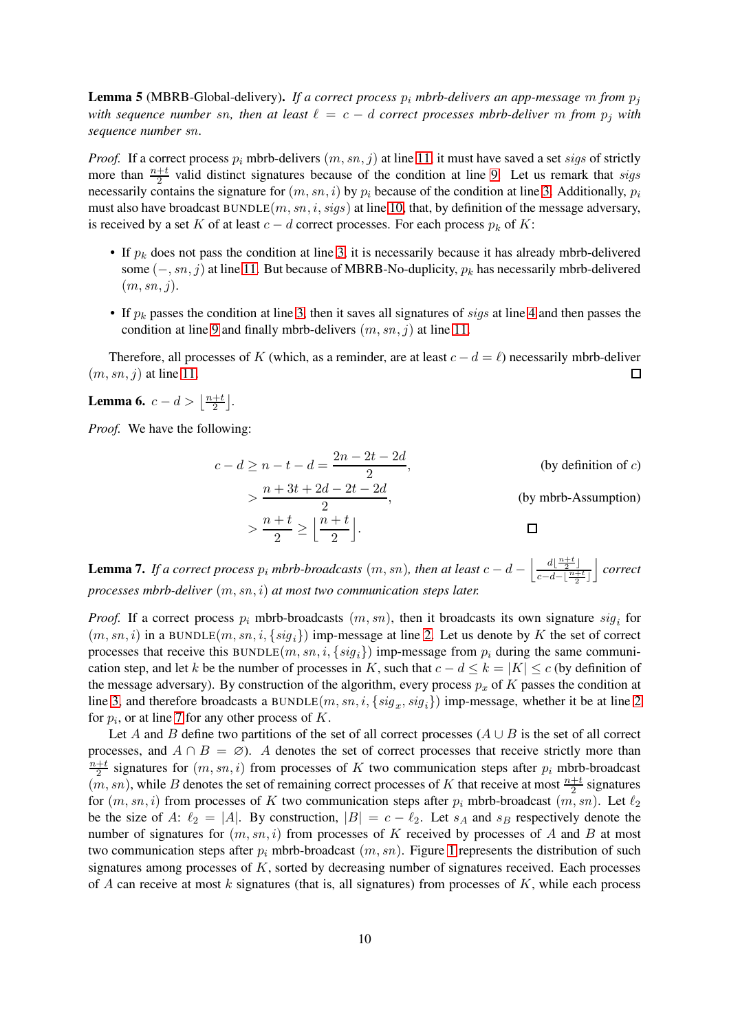**Lemma 5** (MBRB-Global-delivery). *If a correct process $p_i$ mbrb-delivers an app-message $m$ from $p_j$ with sequence number $sn$, then at least $\ell = c - d$ correct processes mbrb-deliver $m$ from $p_j$ with sequence number $sn$.*

*Proof.* If a correct process $p_i$ mbrb-delivers $(m, sn, j)$ at line 11, it must have saved a set $sigs$ of strictly more than $\frac{n+t}{2}$ valid distinct signatures because of the condition at line 9. Let us remark that $sigs$ necessarily contains the signature for $(m, sn, i)$ by $p_i$ because of the condition at line 3. Additionally, $p_i$ must also have broadcast $\text{BUNDLE}(m, sn, i, sigs)$ at line 10, that, by definition of the message adversary, is received by a set $K$ of at least $c - d$ correct processes. For each process $p_k$ of $K$:

- If $p_k$ does not pass the condition at line 3, it is necessarily because it has already mbrb-delivered some $(-, sn, j)$ at line 11. But because of MBRB-No-duplicity, $p_k$ has necessarily mbrb-delivered $(m, sn, j)$.
- If $p_k$ passes the condition at line 3, then it saves all signatures of $sigs$ at line 4 and then passes the condition at line 9 and finally mbrb-delivers $(m, sn, j)$ at line 11.

Therefore, all processes of $K$ (which, as a reminder, are at least $c - d = \ell$) necessarily mbrb-deliver $(m, sn, j)$ at line 11. □

**Lemma 6.** $c - d > \left\lfloor \frac{n+t}{2} \right\rfloor$.

*Proof.* We have the following:

$$
\begin{aligned}
c - d \geq n - t - d &= \frac{2n - 2t - 2d}{2}, && \text{(by definition of } c\text{)} \\
&> \frac{n + 3t + 2d - 2t - 2d}{2}, && \text{(by mbrb-Assumption)} \\
&> \frac{n+t}{2} \geq \left\lfloor \frac{n+t}{2} \right\rfloor. && \square
\end{aligned}
$$

**Lemma 7.** *If a correct process $p_i$ mbrb-broadcasts $(m, sn)$, then at least $c - d - \left\lfloor \frac{d \lfloor \frac{n+t}{2} \rfloor}{c - d - \lfloor \frac{n+t}{2} \rfloor} \right\rfloor$ correct processes mbrb-deliver $(m, sn, i)$ at most two communication steps later.*

*Proof.* If a correct process $p_i$ mbrb-broadcasts $(m, sn)$, then it broadcasts its own signature $sig_i$ for $(m, sn, i)$ in a $\text{BUNDLE}(m, sn, i, \{sig_i\})$ imp-message at line 2. Let us denote by $K$ the set of correct processes that receive this $\text{BUNDLE}(m, sn, i, \{sig_i\})$ imp-message from $p_i$ during the same communication step, and let $k$ be the number of processes in $K$, such that $c - d \leq k = |K| \leq c$ (by definition of the message adversary). By construction of the algorithm, every process $p_x$ of $K$ passes the condition at line 3, and therefore broadcasts a $\text{BUNDLE}(m, sn, i, \{sig_x, sig_i\})$ imp-message, whether it be at line 2 for $p_i$, or at line 7 for any other process of $K$.

Let $A$ and $B$ define two partitions of the set of all correct processes ($A \cup B$ is the set of all correct processes, and $A \cap B = \varnothing$). $A$ denotes the set of correct processes that receive strictly more than $\frac{n+t}{2}$ signatures for $(m, sn, i)$ from processes of $K$ two communication steps after $p_i$ mbrb-broadcast $(m, sn)$, while $B$ denotes the set of remaining correct processes of $K$ that receive at most $\frac{n+t}{2}$ signatures for $(m, sn, i)$ from processes of $K$ two communication steps after $p_i$ mbrb-broadcast $(m, sn)$. Let $\ell_2$ be the size of $A$: $\ell_2 = |A|$. By construction, $|B| = c - \ell_2$. Let $s_A$ and $s_B$ respectively denote the number of signatures for $(m, sn, i)$ from processes of $K$ received by processes of $A$ and $B$ at most two communication steps after $p_i$ mbrb-broadcast $(m, sn)$. Figure 1 represents the distribution of such signatures among processes of $K$, sorted by decreasing number of signatures received. Each processes of $A$ can receive at most $k$ signatures (that is, all signatures) from processes of $K$, while each process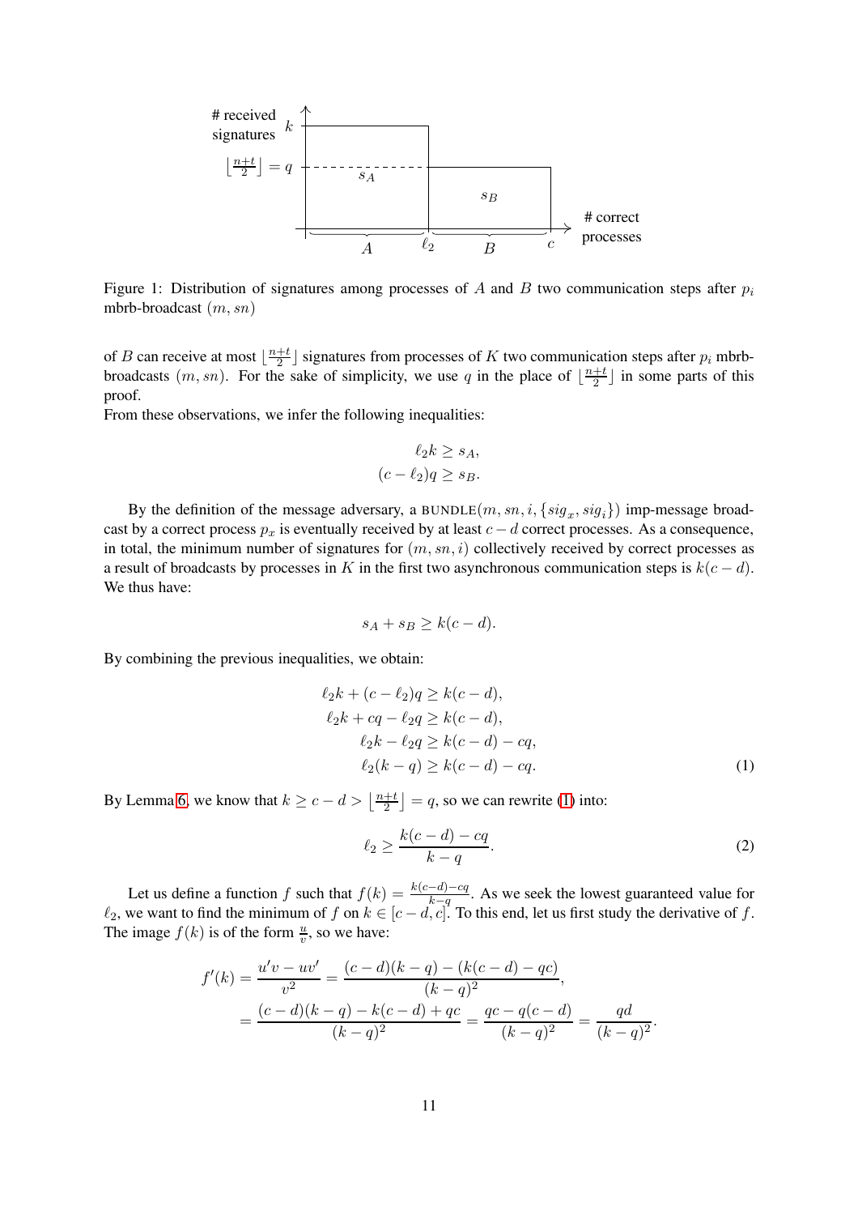Figure 1: Distribution of signatures among processes of $A$ and $B$ two communication steps after $p_i$ mbrb-broadcast $(m, sn)$

of $B$ can receive at most $\lfloor \frac{n+t}{2} \rfloor$ signatures from processes of $K$ two communication steps after $p_i$ mbrb-broadcasts $(m, sn)$. For the sake of simplicity, we use $q$ in the place of $\lfloor \frac{n+t}{2} \rfloor$ in some parts of this proof.

From these observations, we infer the following inequalities:

$$\ell_2 k \geq s_A,$$
$$(c - \ell_2)q \geq s_B.$$

By the definition of the message adversary, a BUNDLE$(m, sn, i, \{sig_x, sig_i\})$ imp-message broadcast by a correct process $p_x$ is eventually received by at least $c - d$ correct processes. As a consequence, in total, the minimum number of signatures for $(m, sn, i)$ collectively received by correct processes as a result of broadcasts by processes in $K$ in the first two asynchronous communication steps is $k(c - d)$. We thus have:

$$s_A + s_B \geq k(c - d).$$

By combining the previous inequalities, we obtain:

$$\begin{aligned}
\ell_2 k + (c - \ell_2)q &\geq k(c - d), \\
\ell_2 k + cq - \ell_2 q &\geq k(c - d), \\
\ell_2 k - \ell_2 q &\geq k(c - d) - cq, \\
\ell_2(k - q) &\geq k(c - d) - cq. 
\end{aligned} \tag{1}$$

By Lemma 6, we know that $k \geq c - d > \lfloor \frac{n+t}{2} \rfloor = q$, so we can rewrite (1) into:

$$\ell_2 \geq \frac{k(c - d) - cq}{k - q}. \tag{2}$$

Let us define a function $f$ such that $f(k) = \frac{k(c-d)-cq}{k-q}$. As we seek the lowest guaranteed value for $\ell_2$, we want to find the minimum of $f$ on $k \in [c - d, c]$. To this end, let us first study the derivative of $f$. The image $f(k)$ is of the form $\frac{u}{v}$, so we have:

$$\begin{aligned}
f'(k) &= \frac{u'v - uv'}{v^2} = \frac{(c - d)(k - q) - (k(c - d) - qc)}{(k - q)^2}, \\
&= \frac{(c - d)(k - q) - k(c - d) + qc}{(k - q)^2} = \frac{qc - q(c - d)}{(k - q)^2} = \frac{qd}{(k - q)^2}.
\end{aligned}$$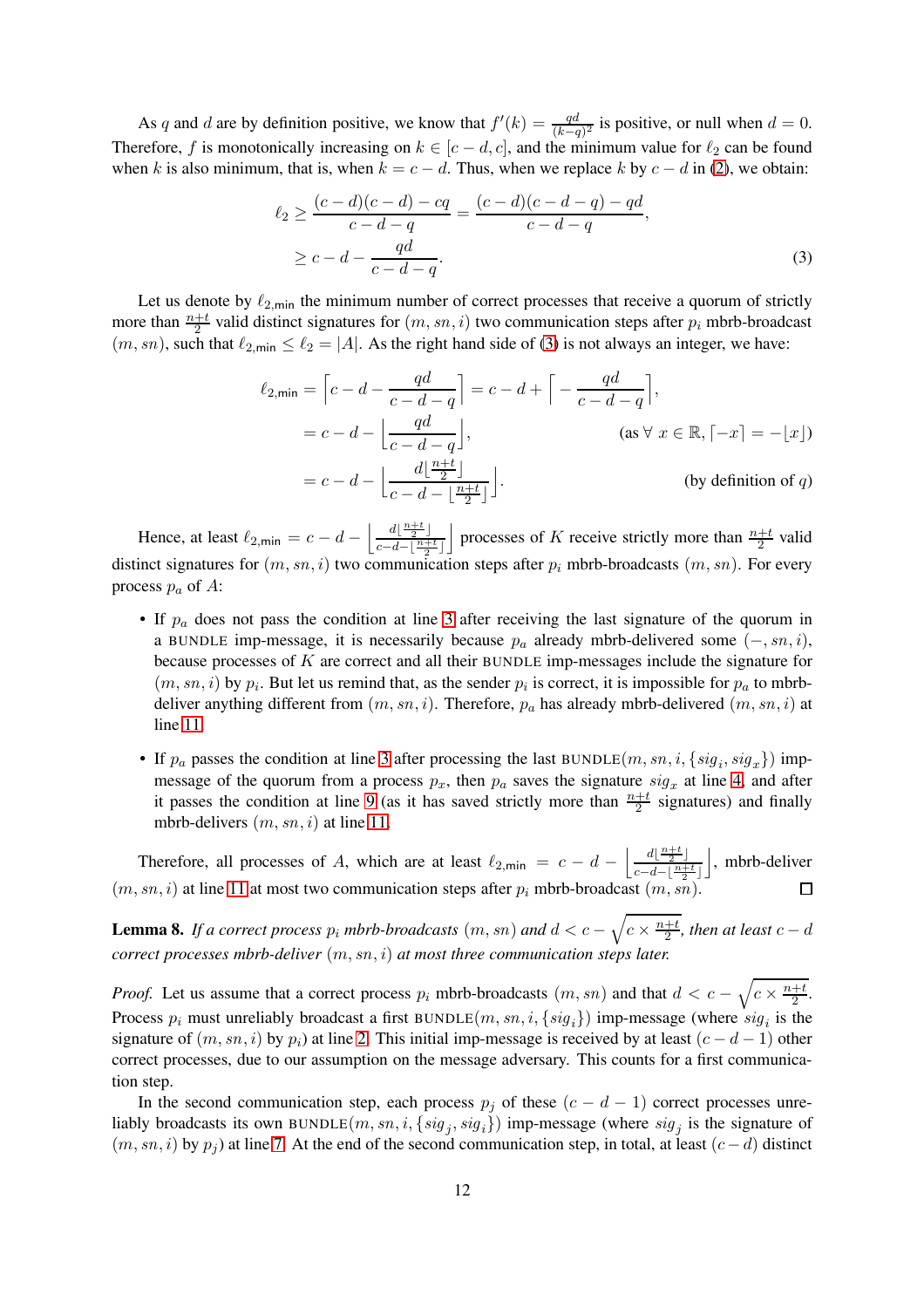As $q$ and $d$ are by definition positive, we know that $f'(k) = \frac{qd}{(k-q)^2}$ is positive, or null when $d = 0$. Therefore, $f$ is monotonically increasing on $k \in [c-d, c]$, and the minimum value for $\ell_2$ can be found when $k$ is also minimum, that is, when $k = c - d$. Thus, when we replace $k$ by $c - d$ in (2), we obtain:

$$\ell_2 \geq \frac{(c-d)(c-d) - cq}{c-d-q} = \frac{(c-d)(c-d-q) - qd}{c-d-q},$$
$$\geq c - d - \frac{qd}{c-d-q}. \tag{3}$$

Let us denote by $\ell_{2,\mathsf{min}}$ the minimum number of correct processes that receive a quorum of strictly more than $\frac{n+t}{2}$ valid distinct signatures for $(m, sn, i)$ two communication steps after $p_i$ mbrb-broadcast $(m, sn)$, such that $\ell_{2,\mathsf{min}} \leq \ell_2 = |A|$. As the right hand side of (3) is not always an integer, we have:

$$\begin{aligned}
\ell_{2,\mathsf{min}} &= \left\lceil c - d - \frac{qd}{c-d-q} \right\rceil = c - d + \left\lceil -\frac{qd}{c-d-q} \right\rceil, \\
&= c - d - \left\lfloor \frac{qd}{c-d-q} \right\rfloor, && \text{(as } \forall\, x \in \mathbb{R}, \lceil -x \rceil = -\lfloor x \rfloor\text{)} \\
&= c - d - \left\lfloor \frac{d\lfloor \frac{n+t}{2} \rfloor}{c-d-\lfloor \frac{n+t}{2} \rfloor} \right\rfloor. && \text{(by definition of } q\text{)}
\end{aligned}$$

Hence, at least $\ell_{2,\mathsf{min}} = c - d - \left\lfloor \frac{d\lfloor \frac{n+t}{2} \rfloor}{c-d-\lfloor \frac{n+t}{2} \rfloor} \right\rfloor$ processes of $K$ receive strictly more than $\frac{n+t}{2}$ valid distinct signatures for $(m, sn, i)$ two communication steps after $p_i$ mbrb-broadcasts $(m, sn)$. For every process $p_a$ of $A$:

- If $p_a$ does not pass the condition at line 3 after receiving the last signature of the quorum in a BUNDLE imp-message, it is necessarily because $p_a$ already mbrb-delivered some $(-, sn, i)$, because processes of $K$ are correct and all their BUNDLE imp-messages include the signature for $(m, sn, i)$ by $p_i$. But let us remind that, as the sender $p_i$ is correct, it is impossible for $p_a$ to mbrb-deliver anything different from $(m, sn, i)$. Therefore, $p_a$ has already mbrb-delivered $(m, sn, i)$ at line 11.
- If $p_a$ passes the condition at line 3 after processing the last BUNDLE$(m, sn, i, \{sig_i, sig_x\})$ imp-message of the quorum from a process $p_x$, then $p_a$ saves the signature $sig_x$ at line 4, and after it passes the condition at line 9 (as it has saved strictly more than $\frac{n+t}{2}$ signatures) and finally mbrb-delivers $(m, sn, i)$ at line 11.

Therefore, all processes of $A$, which are at least $\ell_{2,\mathsf{min}} = c - d - \left\lfloor \frac{d\lfloor \frac{n+t}{2} \rfloor}{c-d-\lfloor \frac{n+t}{2} \rfloor} \right\rfloor$, mbrb-deliver $(m, sn, i)$ at line 11 at most two communication steps after $p_i$ mbrb-broadcast $(m, sn)$. $\square$

**Lemma 8.** *If a correct process $p_i$ mbrb-broadcasts $(m, sn)$ and $d < c - \sqrt{c \times \frac{n+t}{2}}$, then at least $c - d$ correct processes mbrb-deliver $(m, sn, i)$ at most three communication steps later.*

*Proof.* Let us assume that a correct process $p_i$ mbrb-broadcasts $(m, sn)$ and that $d < c - \sqrt{c \times \frac{n+t}{2}}$. Process $p_i$ must unreliably broadcast a first BUNDLE$(m, sn, i, \{sig_i\})$ imp-message (where $sig_i$ is the signature of $(m, sn, i)$ by $p_i$) at line 2. This initial imp-message is received by at least $(c - d - 1)$ other correct processes, due to our assumption on the message adversary. This counts for a first communication step.

In the second communication step, each process $p_j$ of these $(c - d - 1)$ correct processes unreliably broadcasts its own BUNDLE$(m, sn, i, \{sig_j, sig_i\})$ imp-message (where $sig_j$ is the signature of $(m, sn, i)$ by $p_j$) at line 7. At the end of the second communication step, in total, at least $(c - d)$ distinct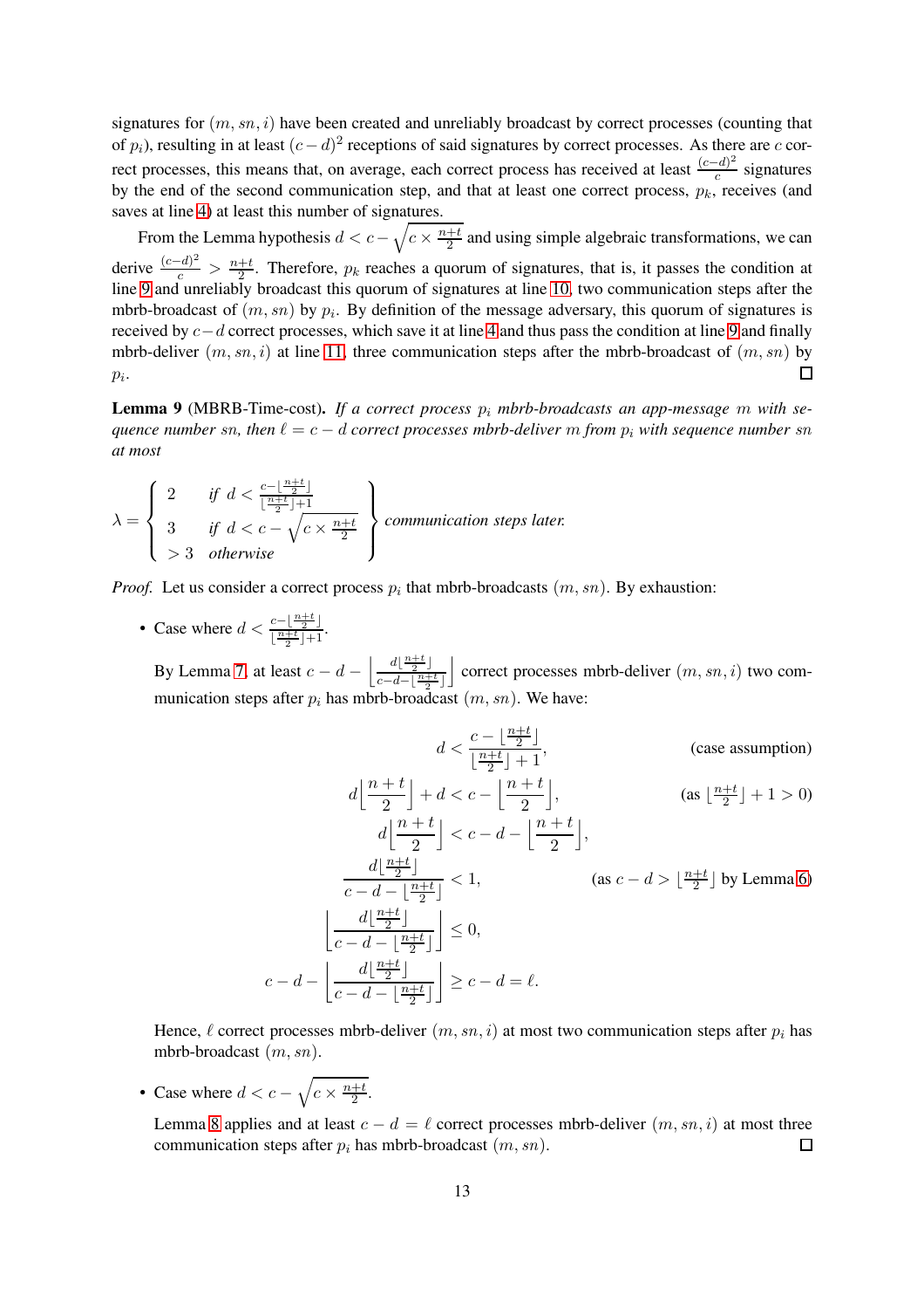signatures for $(m, sn, i)$ have been created and unreliably broadcast by correct processes (counting that of $p_i$), resulting in at least $(c-d)^2$ receptions of said signatures by correct processes. As there are $c$ correct processes, this means that, on average, each correct process has received at least $\frac{(c-d)^2}{c}$ signatures by the end of the second communication step, and that at least one correct process, $p_k$, receives (and saves at line 4) at least this number of signatures.

From the Lemma hypothesis $d < c - \sqrt{c \times \frac{n+t}{2}}$ and using simple algebraic transformations, we can derive $\frac{(c-d)^2}{c} > \frac{n+t}{2}$. Therefore, $p_k$ reaches a quorum of signatures, that is, it passes the condition at line 9 and unreliably broadcast this quorum of signatures at line 10, two communication steps after the mbrb-broadcast of $(m, sn)$ by $p_i$. By definition of the message adversary, this quorum of signatures is received by $c-d$ correct processes, which save it at line 4 and thus pass the condition at line 9 and finally mbrb-deliver $(m, sn, i)$ at line 11, three communication steps after the mbrb-broadcast of $(m, sn)$ by $p_i$. □

**Lemma 9** (MBRB-Time-cost)**.** *If a correct process $p_i$ mbrb-broadcasts an app-message $m$ with sequence number $sn$, then $\ell = c - d$ correct processes mbrb-deliver $m$ from $p_i$ with sequence number $sn$ at most*

$$\lambda = \left\{ \begin{array}{ll} 2 & \text{if } d < \frac{c - \lfloor \frac{n+t}{2} \rfloor}{\lfloor \frac{n+t}{2} \rfloor + 1} \\ 3 & \text{if } d < c - \sqrt{c \times \frac{n+t}{2}} \\ > 3 & \text{otherwise} \end{array} \right\} \text{ communication steps later.}$$

*Proof.* Let us consider a correct process $p_i$ that mbrb-broadcasts $(m, sn)$. By exhaustion:

- Case where $d < \frac{c - \lfloor \frac{n+t}{2} \rfloor}{\lfloor \frac{n+t}{2} \rfloor + 1}$.

  By Lemma 7, at least $c - d - \left\lfloor \frac{d \lfloor \frac{n+t}{2} \rfloor}{c - d - \lfloor \frac{n+t}{2} \rfloor} \right\rfloor$ correct processes mbrb-deliver $(m, sn, i)$ two communication steps after $p_i$ has mbrb-broadcast $(m, sn)$. We have:

$$\begin{aligned}
d &< \frac{c - \lfloor \frac{n+t}{2} \rfloor}{\lfloor \frac{n+t}{2} \rfloor + 1}, && \text{(case assumption)} \\
d \left\lfloor \frac{n+t}{2} \right\rfloor + d &< c - \left\lfloor \frac{n+t}{2} \right\rfloor, && \text{(as } \lfloor \tfrac{n+t}{2} \rfloor + 1 > 0\text{)} \\
d \left\lfloor \frac{n+t}{2} \right\rfloor &< c - d - \left\lfloor \frac{n+t}{2} \right\rfloor, && \\
\frac{d \lfloor \frac{n+t}{2} \rfloor}{c - d - \lfloor \frac{n+t}{2} \rfloor} &< 1, && \text{(as } c - d > \lfloor \tfrac{n+t}{2} \rfloor \text{ by Lemma 6)} \\
\left\lfloor \frac{d \lfloor \frac{n+t}{2} \rfloor}{c - d - \lfloor \frac{n+t}{2} \rfloor} \right\rfloor &\leq 0, && \\
c - d - \left\lfloor \frac{d \lfloor \frac{n+t}{2} \rfloor}{c - d - \lfloor \frac{n+t}{2} \rfloor} \right\rfloor &\geq c - d = \ell. &&
\end{aligned}$$

  Hence, $\ell$ correct processes mbrb-deliver $(m, sn, i)$ at most two communication steps after $p_i$ has mbrb-broadcast $(m, sn)$.

- Case where $d < c - \sqrt{c \times \frac{n+t}{2}}$.

  Lemma 8 applies and at least $c - d = \ell$ correct processes mbrb-deliver $(m, sn, i)$ at most three communication steps after $p_i$ has mbrb-broadcast $(m, sn)$. □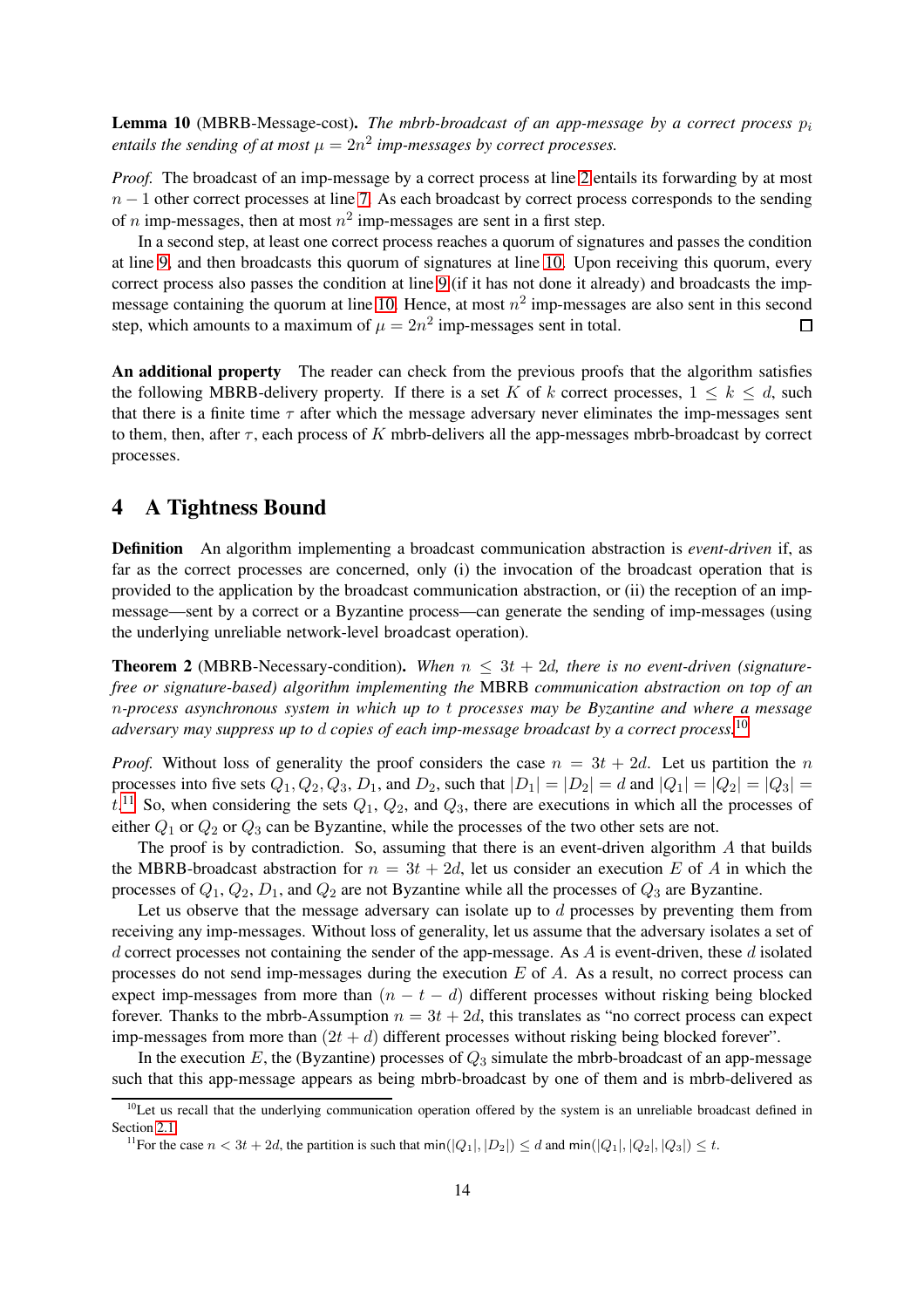**Lemma 10** (MBRB-Message-cost). *The mbrb-broadcast of an app-message by a correct process $p_i$ entails the sending of at most $\mu = 2n^2$ imp-messages by correct processes.*

*Proof.* The broadcast of an imp-message by a correct process at line 2 entails its forwarding by at most $n-1$ other correct processes at line 7. As each broadcast by correct process corresponds to the sending of $n$ imp-messages, then at most $n^2$ imp-messages are sent in a first step.

In a second step, at least one correct process reaches a quorum of signatures and passes the condition at line 9, and then broadcasts this quorum of signatures at line 10. Upon receiving this quorum, every correct process also passes the condition at line 9 (if it has not done it already) and broadcasts the imp-message containing the quorum at line 10. Hence, at most $n^2$ imp-messages are also sent in this second step, which amounts to a maximum of $\mu = 2n^2$ imp-messages sent in total. □

**An additional property** The reader can check from the previous proofs that the algorithm satisfies the following MBRB-delivery property. If there is a set $K$ of $k$ correct processes, $1 \leq k \leq d$, such that there is a finite time $\tau$ after which the message adversary never eliminates the imp-messages sent to them, then, after $\tau$, each process of $K$ mbrb-delivers all the app-messages mbrb-broadcast by correct processes.

## 4 A Tightness Bound

**Definition** An algorithm implementing a broadcast communication abstraction is *event-driven* if, as far as the correct processes are concerned, only (i) the invocation of the broadcast operation that is provided to the application by the broadcast communication abstraction, or (ii) the reception of an imp-message—sent by a correct or a Byzantine process—can generate the sending of imp-messages (using the underlying unreliable network-level broadcast operation).

**Theorem 2** (MBRB-Necessary-condition). *When $n \leq 3t + 2d$, there is no event-driven (signature-free or signature-based) algorithm implementing the* MBRB *communication abstraction on top of an $n$-process asynchronous system in which up to $t$ processes may be Byzantine and where a message adversary may suppress up to $d$ copies of each imp-message broadcast by a correct process.*[10]

*Proof.* Without loss of generality the proof considers the case $n = 3t + 2d$. Let us partition the $n$ processes into five sets $Q_1, Q_2, Q_3, D_1$, and $D_2$, such that $|D_1| = |D_2| = d$ and $|Q_1| = |Q_2| = |Q_3| = t$.[11] So, when considering the sets $Q_1$, $Q_2$, and $Q_3$, there are executions in which all the processes of either $Q_1$ or $Q_2$ or $Q_3$ can be Byzantine, while the processes of the two other sets are not.

The proof is by contradiction. So, assuming that there is an event-driven algorithm $A$ that builds the MBRB-broadcast abstraction for $n = 3t + 2d$, let us consider an execution $E$ of $A$ in which the processes of $Q_1$, $Q_2$, $D_1$, and $Q_2$ are not Byzantine while all the processes of $Q_3$ are Byzantine.

Let us observe that the message adversary can isolate up to $d$ processes by preventing them from receiving any imp-messages. Without loss of generality, let us assume that the adversary isolates a set of $d$ correct processes not containing the sender of the app-message. As $A$ is event-driven, these $d$ isolated processes do not send imp-messages during the execution $E$ of $A$. As a result, no correct process can expect imp-messages from more than $(n - t - d)$ different processes without risking being blocked forever. Thanks to the mbrb-Assumption $n = 3t + 2d$, this translates as "no correct process can expect imp-messages from more than $(2t + d)$ different processes without risking being blocked forever".

In the execution $E$, the (Byzantine) processes of $Q_3$ simulate the mbrb-broadcast of an app-message such that this app-message appears as being mbrb-broadcast by one of them and is mbrb-delivered as

[10] Let us recall that the underlying communication operation offered by the system is an unreliable broadcast defined in Section 2.1.

[11] For the case $n < 3t + 2d$, the partition is such that $\min(|Q_1|, |D_2|) \leq d$ and $\min(|Q_1|, |Q_2|, |Q_3|) \leq t$.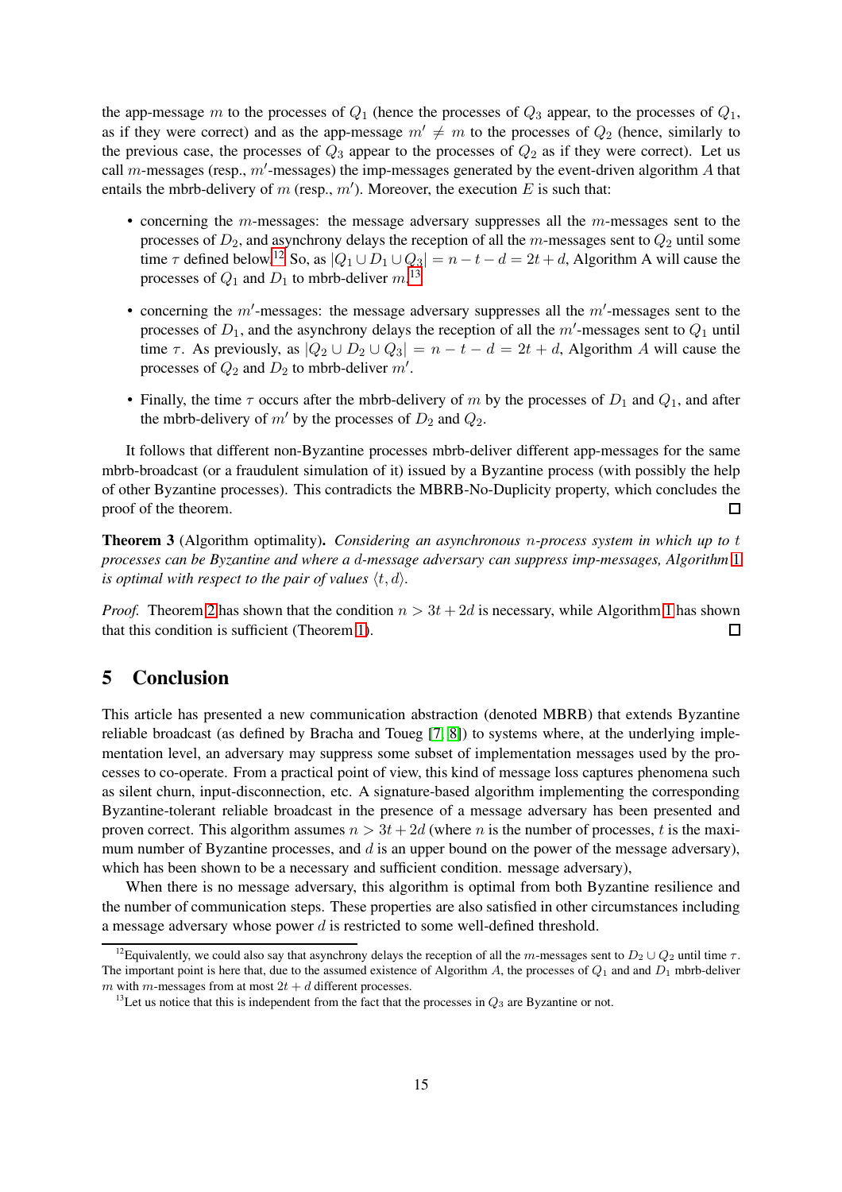the app-message $m$ to the processes of $Q_1$ (hence the processes of $Q_3$ appear, to the processes of $Q_1$, as if they were correct) and as the app-message $m' \neq m$ to the processes of $Q_2$ (hence, similarly to the previous case, the processes of $Q_3$ appear to the processes of $Q_2$ as if they were correct). Let us call $m$-messages (resp., $m'$-messages) the imp-messages generated by the event-driven algorithm $A$ that entails the mbrb-delivery of $m$ (resp., $m'$). Moreover, the execution $E$ is such that:

- concerning the $m$-messages: the message adversary suppresses all the $m$-messages sent to the processes of $D_2$, and asynchrony delays the reception of all the $m$-messages sent to $Q_2$ until some time $\tau$ defined below.[12] So, as $|Q_1 \cup D_1 \cup Q_3| = n - t - d = 2t + d$, Algorithm A will cause the processes of $Q_1$ and $D_1$ to mbrb-deliver $m$.[13]
- concerning the $m'$-messages: the message adversary suppresses all the $m'$-messages sent to the processes of $D_1$, and the asynchrony delays the reception of all the $m'$-messages sent to $Q_1$ until time $\tau$. As previously, as $|Q_2 \cup D_2 \cup Q_3| = n - t - d = 2t + d$, Algorithm $A$ will cause the processes of $Q_2$ and $D_2$ to mbrb-deliver $m'$.
- Finally, the time $\tau$ occurs after the mbrb-delivery of $m$ by the processes of $D_1$ and $Q_1$, and after the mbrb-delivery of $m'$ by the processes of $D_2$ and $Q_2$.

It follows that different non-Byzantine processes mbrb-deliver different app-messages for the same mbrb-broadcast (or a fraudulent simulation of it) issued by a Byzantine process (with possibly the help of other Byzantine processes). This contradicts the MBRB-No-Duplicity property, which concludes the proof of the theorem. □

**Theorem 3** (Algorithm optimality). *Considering an asynchronous $n$-process system in which up to $t$ processes can be Byzantine and where a $d$-message adversary can suppress imp-messages, Algorithm 1 is optimal with respect to the pair of values $\langle t, d \rangle$.*

*Proof.* Theorem 2 has shown that the condition $n > 3t + 2d$ is necessary, while Algorithm 1 has shown that this condition is sufficient (Theorem 1). □

## 5 Conclusion

This article has presented a new communication abstraction (denoted MBRB) that extends Byzantine reliable broadcast (as defined by Bracha and Toueg [7, 8]) to systems where, at the underlying implementation level, an adversary may suppress some subset of implementation messages used by the processes to co-operate. From a practical point of view, this kind of message loss captures phenomena such as silent churn, input-disconnection, etc. A signature-based algorithm implementing the corresponding Byzantine-tolerant reliable broadcast in the presence of a message adversary has been presented and proven correct. This algorithm assumes $n > 3t + 2d$ (where $n$ is the number of processes, $t$ is the maximum number of Byzantine processes, and $d$ is an upper bound on the power of the message adversary), which has been shown to be a necessary and sufficient condition. message adversary),

When there is no message adversary, this algorithm is optimal from both Byzantine resilience and the number of communication steps. These properties are also satisfied in other circumstances including a message adversary whose power $d$ is restricted to some well-defined threshold.

[12] Equivalently, we could also say that asynchrony delays the reception of all the $m$-messages sent to $D_2 \cup Q_2$ until time $\tau$. The important point is here that, due to the assumed existence of Algorithm $A$, the processes of $Q_1$ and and $D_1$ mbrb-deliver $m$ with $m$-messages from at most $2t + d$ different processes.

[13] Let us notice that this is independent from the fact that the processes in $Q_3$ are Byzantine or not.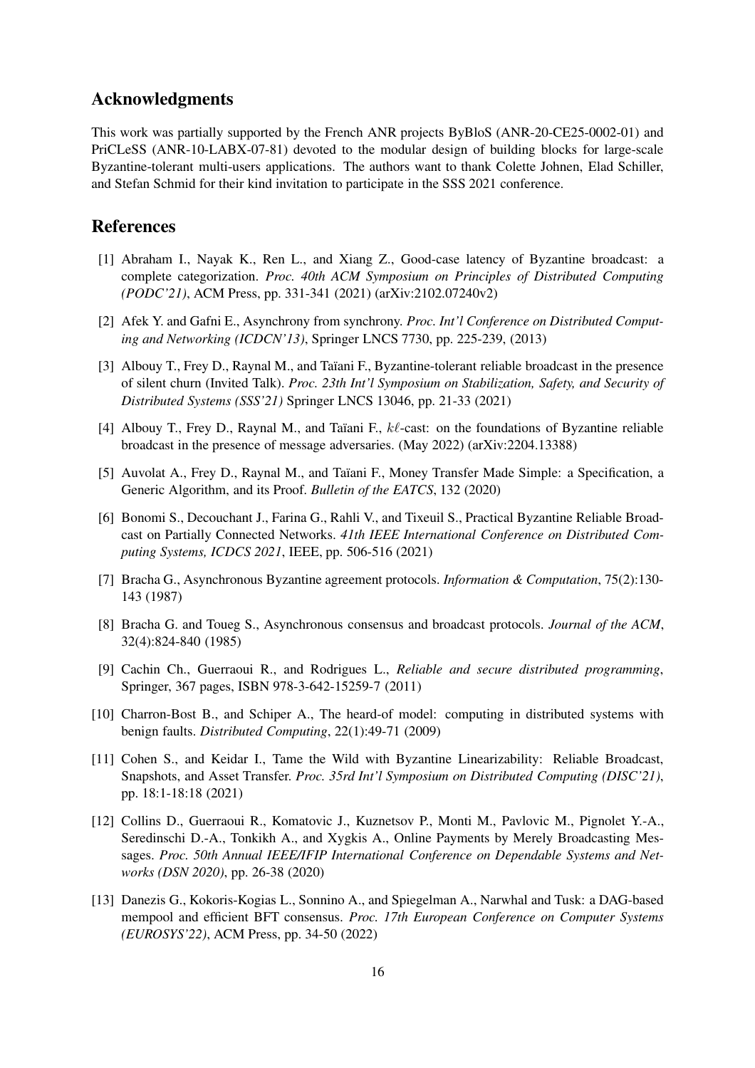## Acknowledgments

This work was partially supported by the French ANR projects ByBloS (ANR-20-CE25-0002-01) and PriCLeSS (ANR-10-LABX-07-81) devoted to the modular design of building blocks for large-scale Byzantine-tolerant multi-users applications. The authors want to thank Colette Johnen, Elad Schiller, and Stefan Schmid for their kind invitation to participate in the SSS 2021 conference.

## References

[1] Abraham I., Nayak K., Ren L., and Xiang Z., Good-case latency of Byzantine broadcast: a complete categorization. *Proc. 40th ACM Symposium on Principles of Distributed Computing (PODC'21)*, ACM Press, pp. 331-341 (2021) (arXiv:2102.07240v2)

[2] Afek Y. and Gafni E., Asynchrony from synchrony. *Proc. Int'l Conference on Distributed Computing and Networking (ICDCN'13)*, Springer LNCS 7730, pp. 225-239, (2013)

[3] Albouy T., Frey D., Raynal M., and Taïani F., Byzantine-tolerant reliable broadcast in the presence of silent churn (Invited Talk). *Proc. 23th Int'l Symposium on Stabilization, Safety, and Security of Distributed Systems (SSS'21)* Springer LNCS 13046, pp. 21-33 (2021)

[4] Albouy T., Frey D., Raynal M., and Taïani F., $k\ell$-cast: on the foundations of Byzantine reliable broadcast in the presence of message adversaries. (May 2022) (arXiv:2204.13388)

[5] Auvolat A., Frey D., Raynal M., and Taïani F., Money Transfer Made Simple: a Specification, a Generic Algorithm, and its Proof. *Bulletin of the EATCS*, 132 (2020)

[6] Bonomi S., Decouchant J., Farina G., Rahli V., and Tixeuil S., Practical Byzantine Reliable Broadcast on Partially Connected Networks. *41th IEEE International Conference on Distributed Computing Systems, ICDCS 2021*, IEEE, pp. 506-516 (2021)

[7] Bracha G., Asynchronous Byzantine agreement protocols. *Information & Computation*, 75(2):130-143 (1987)

[8] Bracha G. and Toueg S., Asynchronous consensus and broadcast protocols. *Journal of the ACM*, 32(4):824-840 (1985)

[9] Cachin Ch., Guerraoui R., and Rodrigues L., *Reliable and secure distributed programming*, Springer, 367 pages, ISBN 978-3-642-15259-7 (2011)

[10] Charron-Bost B., and Schiper A., The heard-of model: computing in distributed systems with benign faults. *Distributed Computing*, 22(1):49-71 (2009)

[11] Cohen S., and Keidar I., Tame the Wild with Byzantine Linearizability: Reliable Broadcast, Snapshots, and Asset Transfer. *Proc. 35rd Int'l Symposium on Distributed Computing (DISC'21)*, pp. 18:1-18:18 (2021)

[12] Collins D., Guerraoui R., Komatovic J., Kuznetsov P., Monti M., Pavlovic M., Pignolet Y.-A., Seredinschi D.-A., Tonkikh A., and Xygkis A., Online Payments by Merely Broadcasting Messages. *Proc. 50th Annual IEEE/IFIP International Conference on Dependable Systems and Networks (DSN 2020)*, pp. 26-38 (2020)

[13] Danezis G., Kokoris-Kogias L., Sonnino A., and Spiegelman A., Narwhal and Tusk: a DAG-based mempool and efficient BFT consensus. *Proc. 17th European Conference on Computer Systems (EUROSYS'22)*, ACM Press, pp. 34-50 (2022)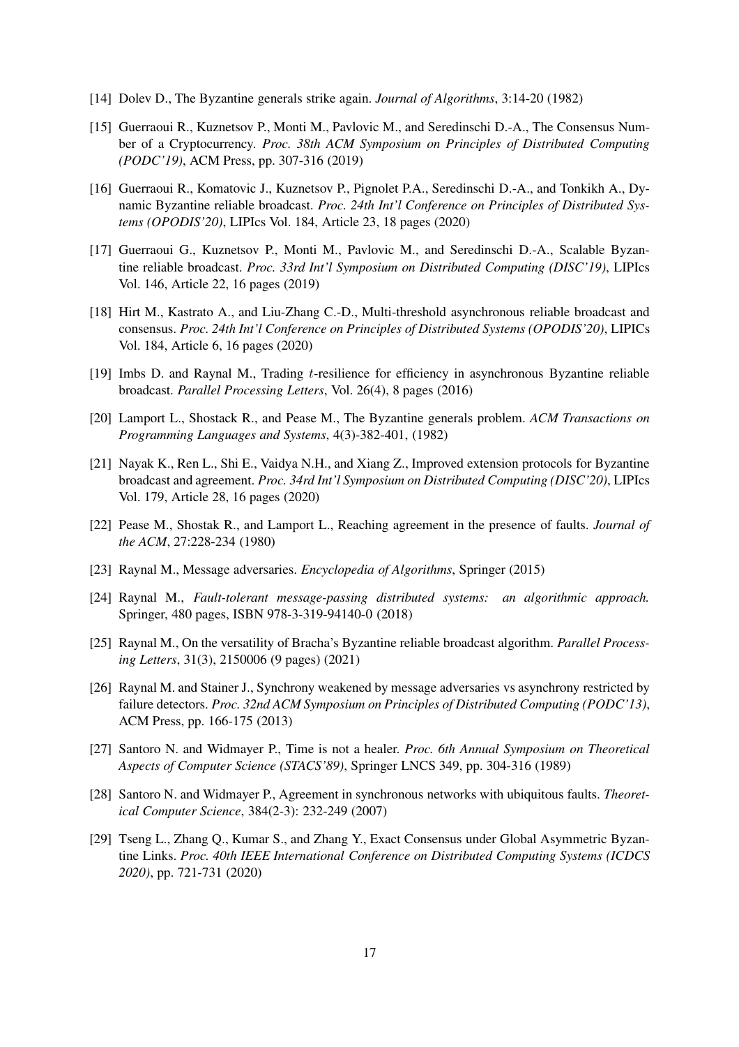[14] Dolev D., The Byzantine generals strike again. *Journal of Algorithms*, 3:14-20 (1982)

[15] Guerraoui R., Kuznetsov P., Monti M., Pavlovic M., and Seredinschi D.-A., The Consensus Number of a Cryptocurrency. *Proc. 38th ACM Symposium on Principles of Distributed Computing (PODC'19)*, ACM Press, pp. 307-316 (2019)

[16] Guerraoui R., Komatovic J., Kuznetsov P., Pignolet P.A., Seredinschi D.-A., and Tonkikh A., Dynamic Byzantine reliable broadcast. *Proc. 24th Int'l Conference on Principles of Distributed Systems (OPODIS'20)*, LIPIcs Vol. 184, Article 23, 18 pages (2020)

[17] Guerraoui G., Kuznetsov P., Monti M., Pavlovic M., and Seredinschi D.-A., Scalable Byzantine reliable broadcast. *Proc. 33rd Int'l Symposium on Distributed Computing (DISC'19)*, LIPIcs Vol. 146, Article 22, 16 pages (2019)

[18] Hirt M., Kastrato A., and Liu-Zhang C.-D., Multi-threshold asynchronous reliable broadcast and consensus. *Proc. 24th Int'l Conference on Principles of Distributed Systems (OPODIS'20)*, LIPICs Vol. 184, Article 6, 16 pages (2020)

[19] Imbs D. and Raynal M., Trading $t$-resilience for efficiency in asynchronous Byzantine reliable broadcast. *Parallel Processing Letters*, Vol. 26(4), 8 pages (2016)

[20] Lamport L., Shostack R., and Pease M., The Byzantine generals problem. *ACM Transactions on Programming Languages and Systems*, 4(3)-382-401, (1982)

[21] Nayak K., Ren L., Shi E., Vaidya N.H., and Xiang Z., Improved extension protocols for Byzantine broadcast and agreement. *Proc. 34rd Int'l Symposium on Distributed Computing (DISC'20)*, LIPIcs Vol. 179, Article 28, 16 pages (2020)

[22] Pease M., Shostak R., and Lamport L., Reaching agreement in the presence of faults. *Journal of the ACM*, 27:228-234 (1980)

[23] Raynal M., Message adversaries. *Encyclopedia of Algorithms*, Springer (2015)

[24] Raynal M., *Fault-tolerant message-passing distributed systems: an algorithmic approach.* Springer, 480 pages, ISBN 978-3-319-94140-0 (2018)

[25] Raynal M., On the versatility of Bracha's Byzantine reliable broadcast algorithm. *Parallel Processing Letters*, 31(3), 2150006 (9 pages) (2021)

[26] Raynal M. and Stainer J., Synchrony weakened by message adversaries vs asynchrony restricted by failure detectors. *Proc. 32nd ACM Symposium on Principles of Distributed Computing (PODC'13)*, ACM Press, pp. 166-175 (2013)

[27] Santoro N. and Widmayer P., Time is not a healer. *Proc. 6th Annual Symposium on Theoretical Aspects of Computer Science (STACS'89)*, Springer LNCS 349, pp. 304-316 (1989)

[28] Santoro N. and Widmayer P., Agreement in synchronous networks with ubiquitous faults. *Theoretical Computer Science*, 384(2-3): 232-249 (2007)

[29] Tseng L., Zhang Q., Kumar S., and Zhang Y., Exact Consensus under Global Asymmetric Byzantine Links. *Proc. 40th IEEE International Conference on Distributed Computing Systems (ICDCS 2020)*, pp. 721-731 (2020)